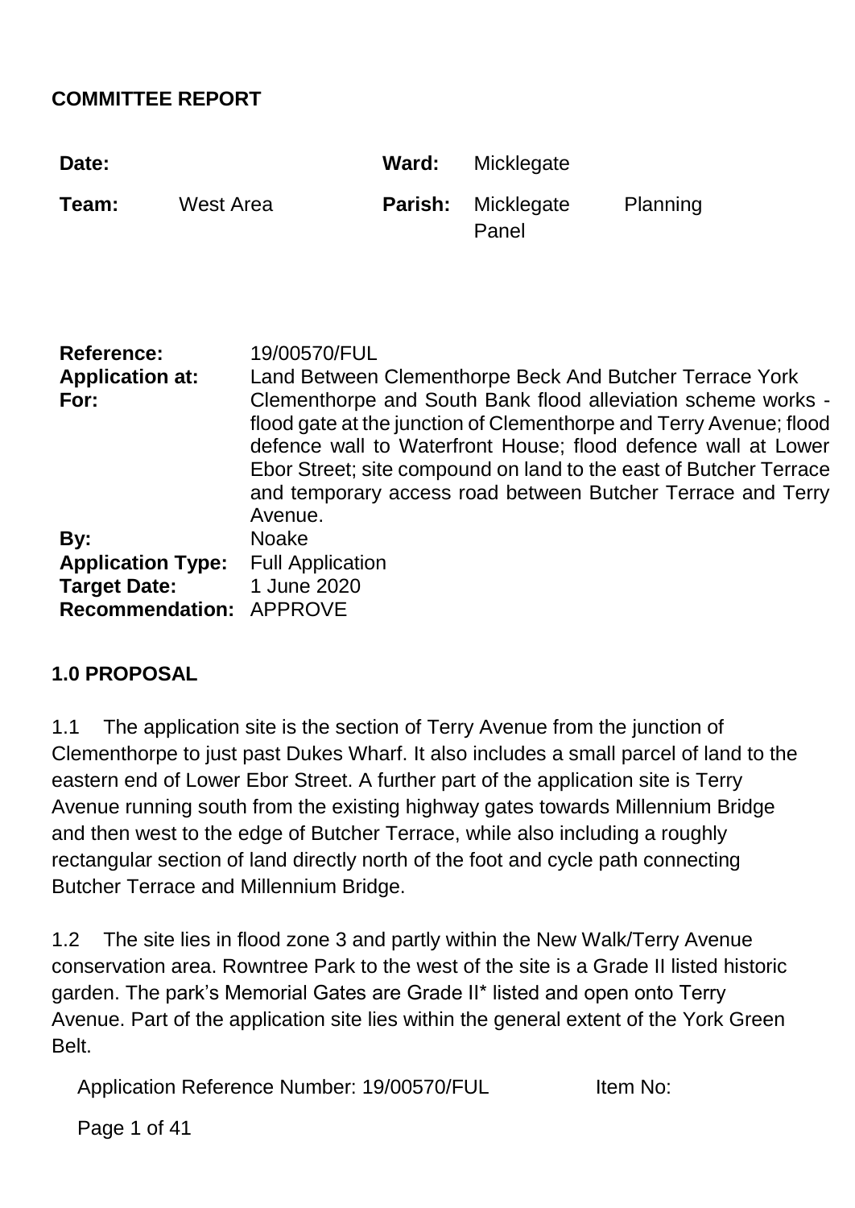**COMMITTEE REPORT**

| | | | | |
|---|---|---|---|---|
| **Date:** | | **Ward:** | Micklegate | |
| **Team:** | West Area | **Parish:** | Micklegate Panel | Planning |

| | |
|---|---|
| **Reference:** | 19/00570/FUL |
| **Application at:** | Land Between Clementhorpe Beck And Butcher Terrace York |
| **For:** | Clementhorpe and South Bank flood alleviation scheme works - flood gate at the junction of Clementhorpe and Terry Avenue; flood defence wall to Waterfront House; flood defence wall at Lower Ebor Street; site compound on land to the east of Butcher Terrace and temporary access road between Butcher Terrace and Terry Avenue. |
| **By:** | Noake |
| **Application Type:** | Full Application |
| **Target Date:** | 1 June 2020 |
| **Recommendation:** | APPROVE |

## 1.0 PROPOSAL

1.1 The application site is the section of Terry Avenue from the junction of Clementhorpe to just past Dukes Wharf. It also includes a small parcel of land to the eastern end of Lower Ebor Street. A further part of the application site is Terry Avenue running south from the existing highway gates towards Millennium Bridge and then west to the edge of Butcher Terrace, while also including a roughly rectangular section of land directly north of the foot and cycle path connecting Butcher Terrace and Millennium Bridge.

1.2 The site lies in flood zone 3 and partly within the New Walk/Terry Avenue conservation area. Rowntree Park to the west of the site is a Grade II listed historic garden. The park's Memorial Gates are Grade II* listed and open onto Terry Avenue. Part of the application site lies within the general extent of the York Green Belt.

Application Reference Number: 19/00570/FUL Item No: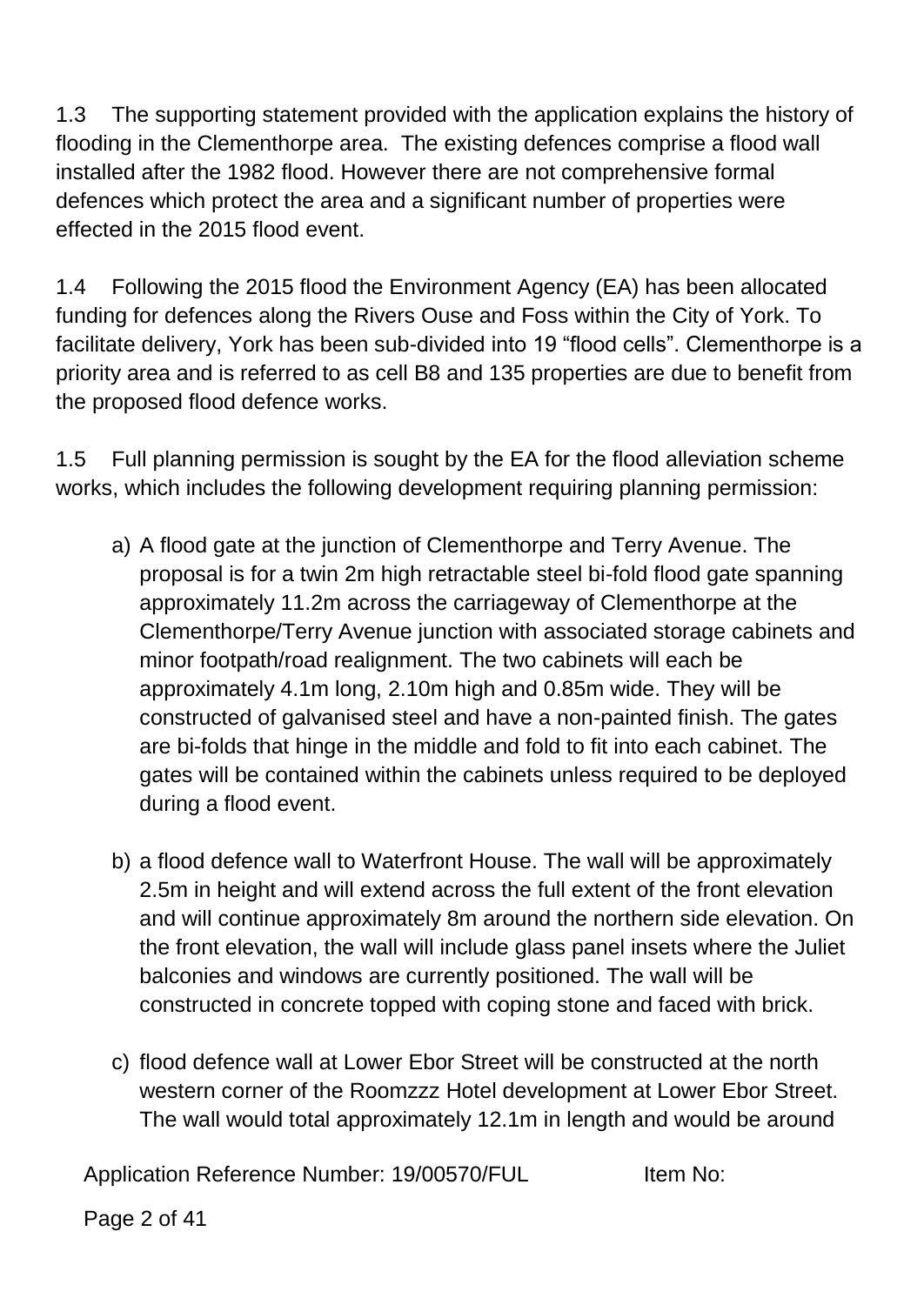1.3 The supporting statement provided with the application explains the history of flooding in the Clementhorpe area. The existing defences comprise a flood wall installed after the 1982 flood. However there are not comprehensive formal defences which protect the area and a significant number of properties were effected in the 2015 flood event.

1.4 Following the 2015 flood the Environment Agency (EA) has been allocated funding for defences along the Rivers Ouse and Foss within the City of York. To facilitate delivery, York has been sub-divided into 19 "flood cells". Clementhorpe is a priority area and is referred to as cell B8 and 135 properties are due to benefit from the proposed flood defence works.

1.5 Full planning permission is sought by the EA for the flood alleviation scheme works, which includes the following development requiring planning permission:

a) A flood gate at the junction of Clementhorpe and Terry Avenue. The proposal is for a twin 2m high retractable steel bi-fold flood gate spanning approximately 11.2m across the carriageway of Clementhorpe at the Clementhorpe/Terry Avenue junction with associated storage cabinets and minor footpath/road realignment. The two cabinets will each be approximately 4.1m long, 2.10m high and 0.85m wide. They will be constructed of galvanised steel and have a non-painted finish. The gates are bi-folds that hinge in the middle and fold to fit into each cabinet. The gates will be contained within the cabinets unless required to be deployed during a flood event.

b) a flood defence wall to Waterfront House. The wall will be approximately 2.5m in height and will extend across the full extent of the front elevation and will continue approximately 8m around the northern side elevation. On the front elevation, the wall will include glass panel insets where the Juliet balconies and windows are currently positioned. The wall will be constructed in concrete topped with coping stone and faced with brick.

c) flood defence wall at Lower Ebor Street will be constructed at the north western corner of the Roomzzz Hotel development at Lower Ebor Street. The wall would total approximately 12.1m in length and would be around

Application Reference Number: 19/00570/FUL Item No: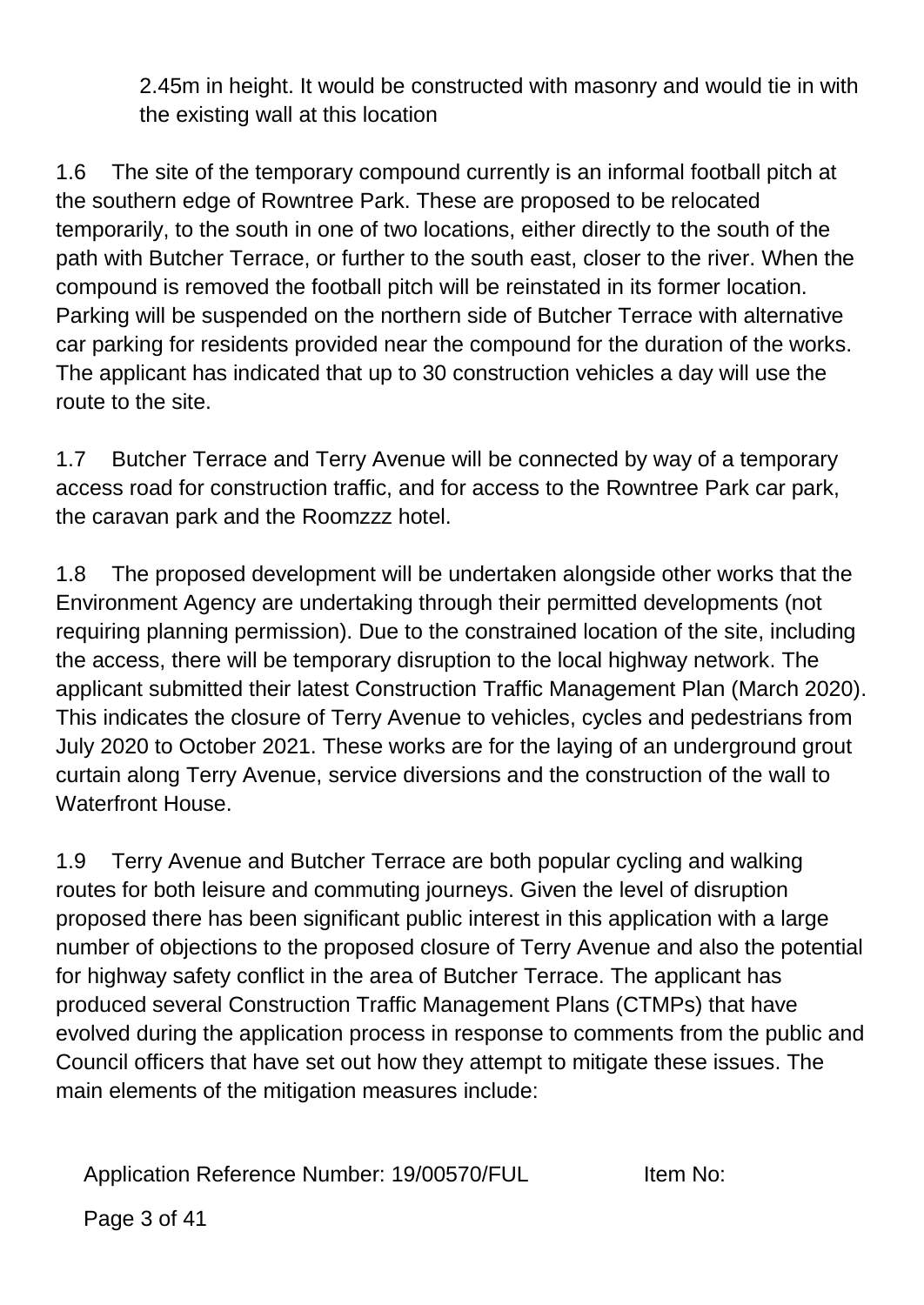2.45m in height. It would be constructed with masonry and would tie in with the existing wall at this location

1.6 The site of the temporary compound currently is an informal football pitch at the southern edge of Rowntree Park. These are proposed to be relocated temporarily, to the south in one of two locations, either directly to the south of the path with Butcher Terrace, or further to the south east, closer to the river. When the compound is removed the football pitch will be reinstated in its former location. Parking will be suspended on the northern side of Butcher Terrace with alternative car parking for residents provided near the compound for the duration of the works. The applicant has indicated that up to 30 construction vehicles a day will use the route to the site.

1.7 Butcher Terrace and Terry Avenue will be connected by way of a temporary access road for construction traffic, and for access to the Rowntree Park car park, the caravan park and the Roomzzz hotel.

1.8 The proposed development will be undertaken alongside other works that the Environment Agency are undertaking through their permitted developments (not requiring planning permission). Due to the constrained location of the site, including the access, there will be temporary disruption to the local highway network. The applicant submitted their latest Construction Traffic Management Plan (March 2020). This indicates the closure of Terry Avenue to vehicles, cycles and pedestrians from July 2020 to October 2021. These works are for the laying of an underground grout curtain along Terry Avenue, service diversions and the construction of the wall to Waterfront House.

1.9 Terry Avenue and Butcher Terrace are both popular cycling and walking routes for both leisure and commuting journeys. Given the level of disruption proposed there has been significant public interest in this application with a large number of objections to the proposed closure of Terry Avenue and also the potential for highway safety conflict in the area of Butcher Terrace. The applicant has produced several Construction Traffic Management Plans (CTMPs) that have evolved during the application process in response to comments from the public and Council officers that have set out how they attempt to mitigate these issues. The main elements of the mitigation measures include:

Application Reference Number: 19/00570/FUL Item No: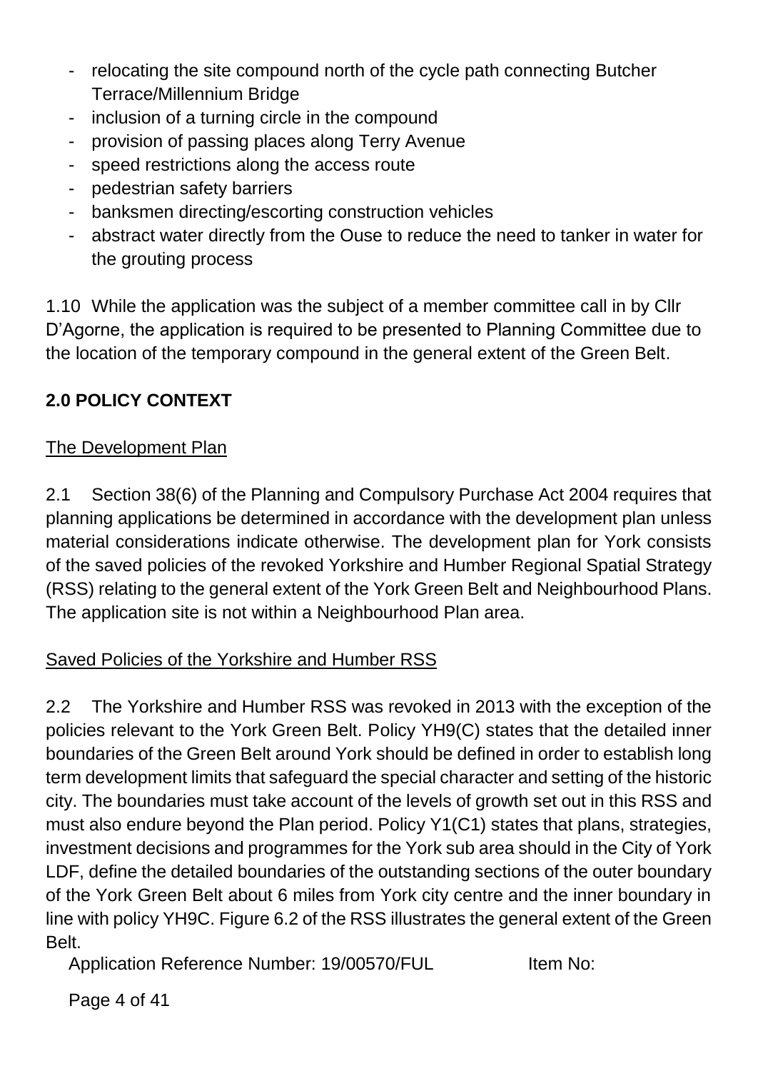- relocating the site compound north of the cycle path connecting Butcher Terrace/Millennium Bridge
- inclusion of a turning circle in the compound
- provision of passing places along Terry Avenue
- speed restrictions along the access route
- pedestrian safety barriers
- banksmen directing/escorting construction vehicles
- abstract water directly from the Ouse to reduce the need to tanker in water for the grouting process

1.10 While the application was the subject of a member committee call in by Cllr D'Agorne, the application is required to be presented to Planning Committee due to the location of the temporary compound in the general extent of the Green Belt.

## 2.0 POLICY CONTEXT

### The Development Plan

2.1 Section 38(6) of the Planning and Compulsory Purchase Act 2004 requires that planning applications be determined in accordance with the development plan unless material considerations indicate otherwise. The development plan for York consists of the saved policies of the revoked Yorkshire and Humber Regional Spatial Strategy (RSS) relating to the general extent of the York Green Belt and Neighbourhood Plans. The application site is not within a Neighbourhood Plan area.

### Saved Policies of the Yorkshire and Humber RSS

2.2 The Yorkshire and Humber RSS was revoked in 2013 with the exception of the policies relevant to the York Green Belt. Policy YH9(C) states that the detailed inner boundaries of the Green Belt around York should be defined in order to establish long term development limits that safeguard the special character and setting of the historic city. The boundaries must take account of the levels of growth set out in this RSS and must also endure beyond the Plan period. Policy Y1(C1) states that plans, strategies, investment decisions and programmes for the York sub area should in the City of York LDF, define the detailed boundaries of the outstanding sections of the outer boundary of the York Green Belt about 6 miles from York city centre and the inner boundary in line with policy YH9C. Figure 6.2 of the RSS illustrates the general extent of the Green Belt.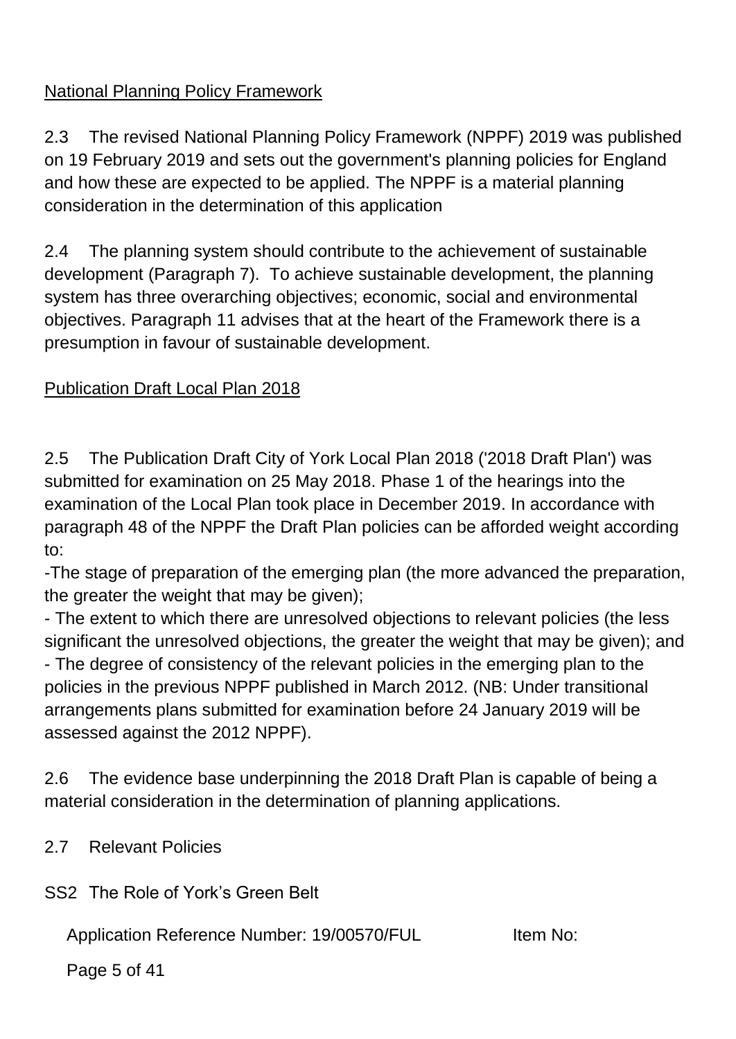National Planning Policy Framework

2.3 The revised National Planning Policy Framework (NPPF) 2019 was published on 19 February 2019 and sets out the government's planning policies for England and how these are expected to be applied. The NPPF is a material planning consideration in the determination of this application

2.4 The planning system should contribute to the achievement of sustainable development (Paragraph 7). To achieve sustainable development, the planning system has three overarching objectives; economic, social and environmental objectives. Paragraph 11 advises that at the heart of the Framework there is a presumption in favour of sustainable development.

Publication Draft Local Plan 2018

2.5 The Publication Draft City of York Local Plan 2018 ('2018 Draft Plan') was submitted for examination on 25 May 2018. Phase 1 of the hearings into the examination of the Local Plan took place in December 2019. In accordance with paragraph 48 of the NPPF the Draft Plan policies can be afforded weight according to:

- The stage of preparation of the emerging plan (the more advanced the preparation, the greater the weight that may be given);
- The extent to which there are unresolved objections to relevant policies (the less significant the unresolved objections, the greater the weight that may be given); and
- The degree of consistency of the relevant policies in the emerging plan to the policies in the previous NPPF published in March 2012. (NB: Under transitional arrangements plans submitted for examination before 24 January 2019 will be assessed against the 2012 NPPF).

2.6 The evidence base underpinning the 2018 Draft Plan is capable of being a material consideration in the determination of planning applications.

2.7 Relevant Policies

SS2 The Role of York's Green Belt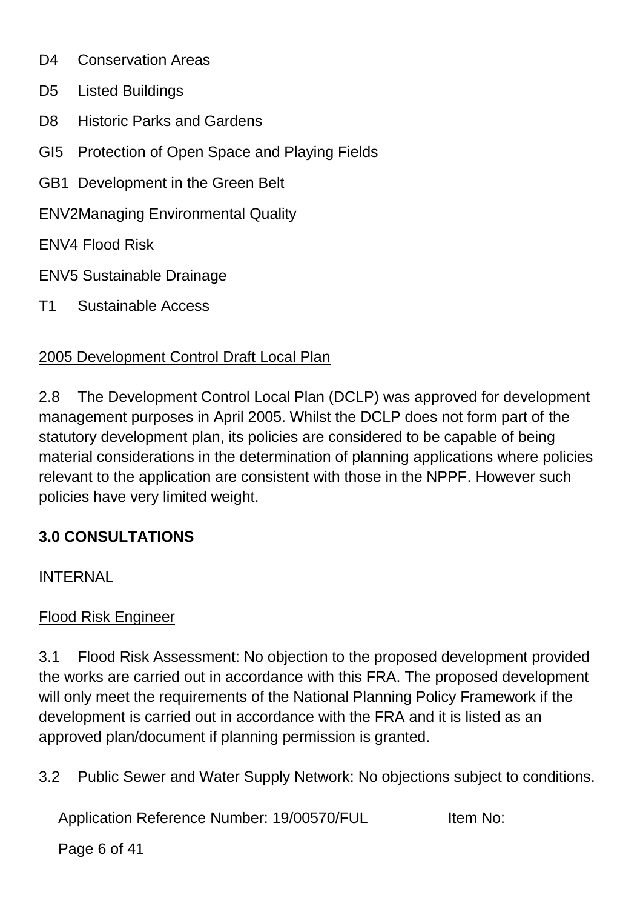D4 Conservation Areas

D5 Listed Buildings

D8 Historic Parks and Gardens

GI5 Protection of Open Space and Playing Fields

GB1 Development in the Green Belt

ENV2Managing Environmental Quality

ENV4 Flood Risk

ENV5 Sustainable Drainage

T1 Sustainable Access

2005 Development Control Draft Local Plan

2.8 The Development Control Local Plan (DCLP) was approved for development management purposes in April 2005. Whilst the DCLP does not form part of the statutory development plan, its policies are considered to be capable of being material considerations in the determination of planning applications where policies relevant to the application are consistent with those in the NPPF. However such policies have very limited weight.

**3.0 CONSULTATIONS**

INTERNAL

Flood Risk Engineer

3.1 Flood Risk Assessment: No objection to the proposed development provided the works are carried out in accordance with this FRA. The proposed development will only meet the requirements of the National Planning Policy Framework if the development is carried out in accordance with the FRA and it is listed as an approved plan/document if planning permission is granted.

3.2 Public Sewer and Water Supply Network: No objections subject to conditions.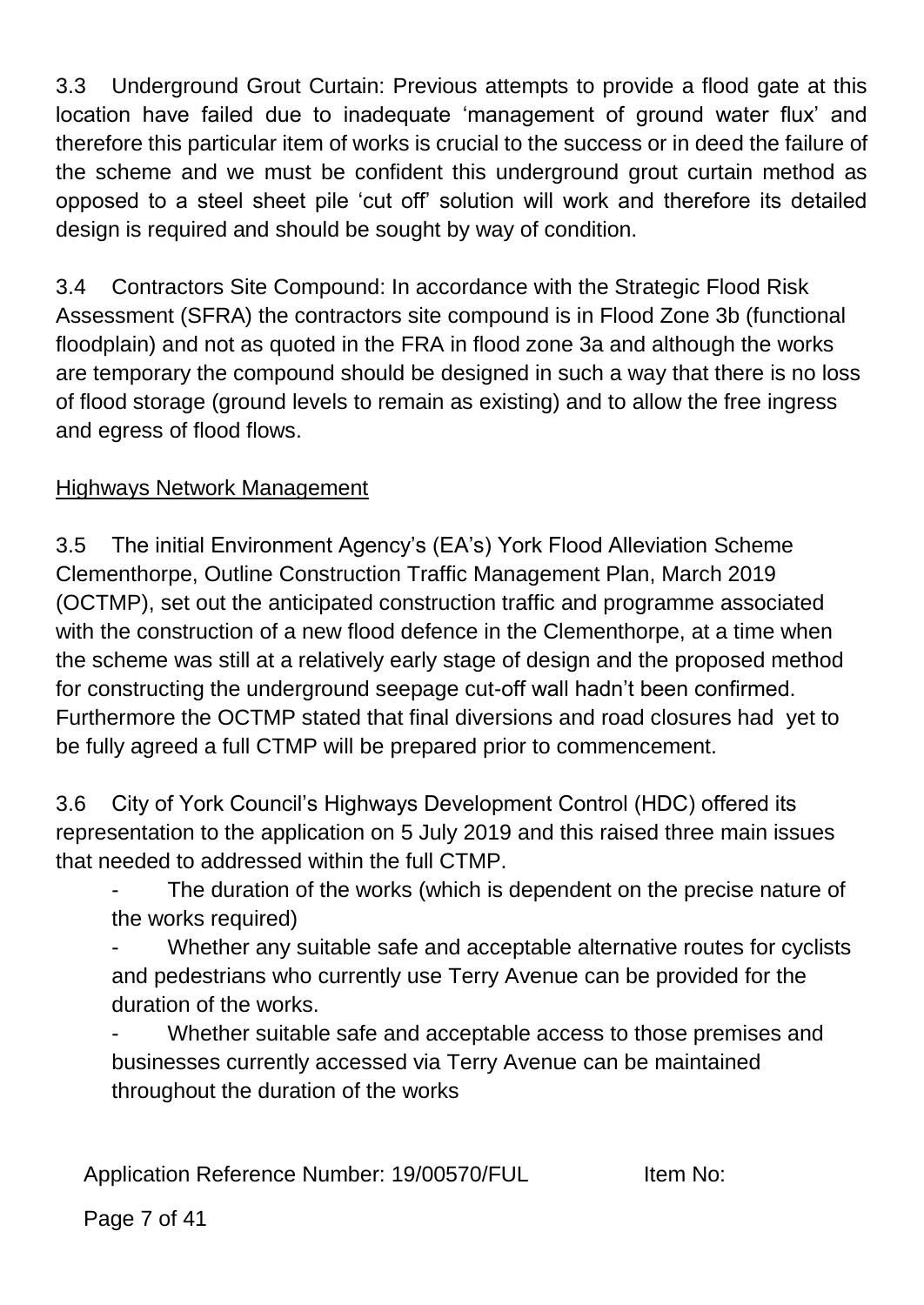3.3 Underground Grout Curtain: Previous attempts to provide a flood gate at this location have failed due to inadequate 'management of ground water flux' and therefore this particular item of works is crucial to the success or in deed the failure of the scheme and we must be confident this underground grout curtain method as opposed to a steel sheet pile 'cut off' solution will work and therefore its detailed design is required and should be sought by way of condition.

3.4 Contractors Site Compound: In accordance with the Strategic Flood Risk Assessment (SFRA) the contractors site compound is in Flood Zone 3b (functional floodplain) and not as quoted in the FRA in flood zone 3a and although the works are temporary the compound should be designed in such a way that there is no loss of flood storage (ground levels to remain as existing) and to allow the free ingress and egress of flood flows.

<u>Highways Network Management</u>

3.5 The initial Environment Agency's (EA's) York Flood Alleviation Scheme Clementhorpe, Outline Construction Traffic Management Plan, March 2019 (OCTMP), set out the anticipated construction traffic and programme associated with the construction of a new flood defence in the Clementhorpe, at a time when the scheme was still at a relatively early stage of design and the proposed method for constructing the underground seepage cut-off wall hadn't been confirmed. Furthermore the OCTMP stated that final diversions and road closures had yet to be fully agreed a full CTMP will be prepared prior to commencement.

3.6 City of York Council's Highways Development Control (HDC) offered its representation to the application on 5 July 2019 and this raised three main issues that needed to addressed within the full CTMP.

- The duration of the works (which is dependent on the precise nature of the works required)
- Whether any suitable safe and acceptable alternative routes for cyclists and pedestrians who currently use Terry Avenue can be provided for the duration of the works.
- Whether suitable safe and acceptable access to those premises and businesses currently accessed via Terry Avenue can be maintained throughout the duration of the works

Application Reference Number: 19/00570/FUL Item No: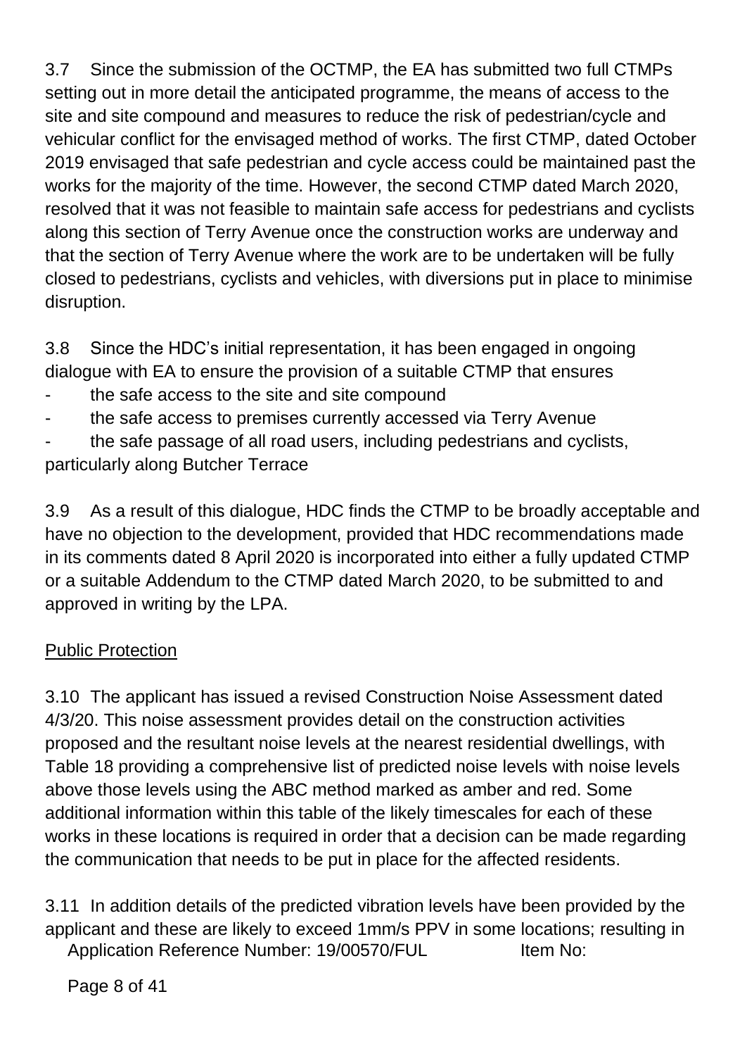3.7 Since the submission of the OCTMP, the EA has submitted two full CTMPs setting out in more detail the anticipated programme, the means of access to the site and site compound and measures to reduce the risk of pedestrian/cycle and vehicular conflict for the envisaged method of works. The first CTMP, dated October 2019 envisaged that safe pedestrian and cycle access could be maintained past the works for the majority of the time. However, the second CTMP dated March 2020, resolved that it was not feasible to maintain safe access for pedestrians and cyclists along this section of Terry Avenue once the construction works are underway and that the section of Terry Avenue where the work are to be undertaken will be fully closed to pedestrians, cyclists and vehicles, with diversions put in place to minimise disruption.

3.8 Since the HDC's initial representation, it has been engaged in ongoing dialogue with EA to ensure the provision of a suitable CTMP that ensures

- the safe access to the site and site compound
- the safe access to premises currently accessed via Terry Avenue
- the safe passage of all road users, including pedestrians and cyclists, particularly along Butcher Terrace

3.9 As a result of this dialogue, HDC finds the CTMP to be broadly acceptable and have no objection to the development, provided that HDC recommendations made in its comments dated 8 April 2020 is incorporated into either a fully updated CTMP or a suitable Addendum to the CTMP dated March 2020, to be submitted to and approved in writing by the LPA.

## Public Protection

3.10 The applicant has issued a revised Construction Noise Assessment dated 4/3/20. This noise assessment provides detail on the construction activities proposed and the resultant noise levels at the nearest residential dwellings, with Table 18 providing a comprehensive list of predicted noise levels with noise levels above those levels using the ABC method marked as amber and red. Some additional information within this table of the likely timescales for each of these works in these locations is required in order that a decision can be made regarding the communication that needs to be put in place for the affected residents.

3.11 In addition details of the predicted vibration levels have been provided by the applicant and these are likely to exceed 1mm/s PPV in some locations; resulting in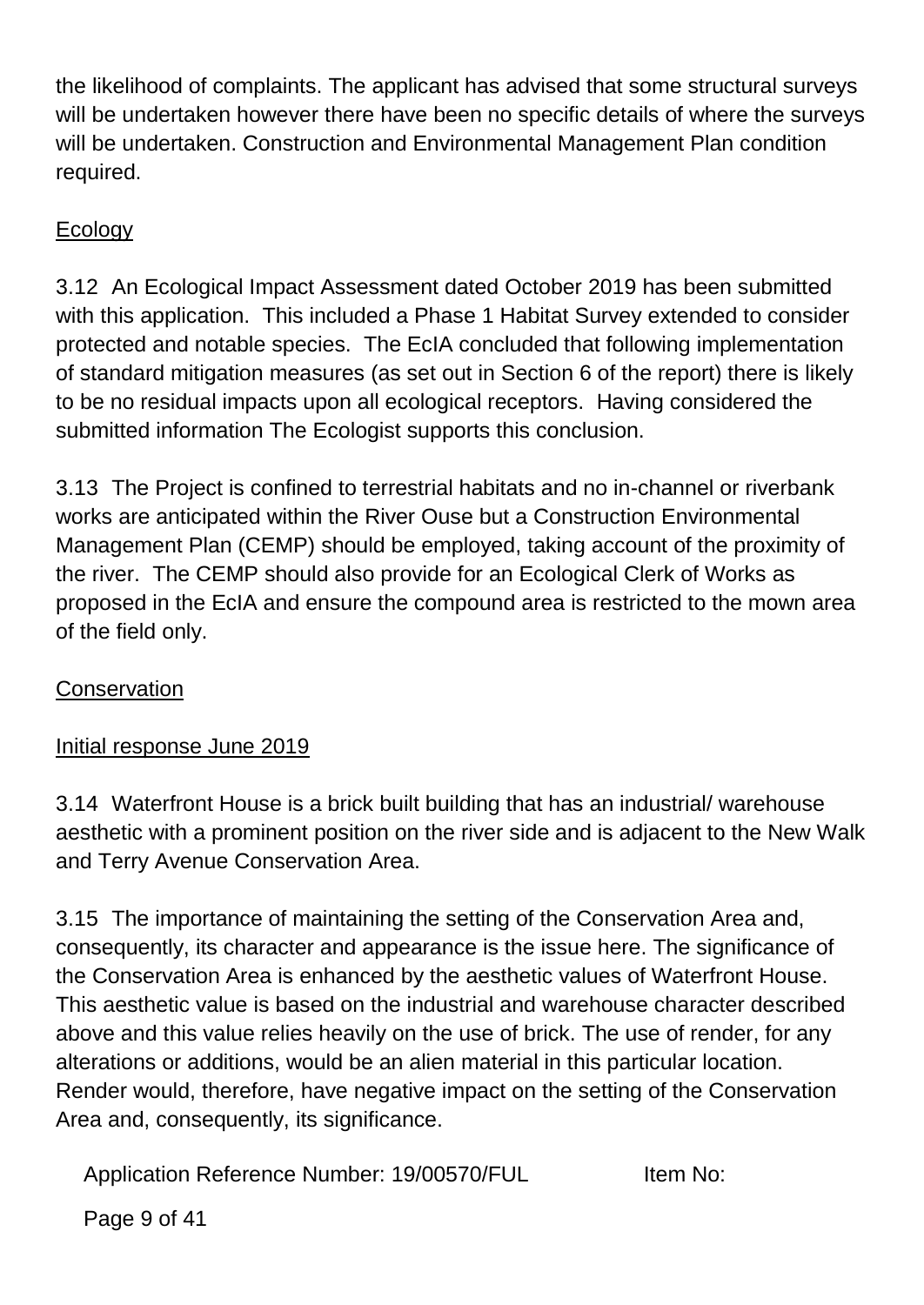the likelihood of complaints. The applicant has advised that some structural surveys will be undertaken however there have been no specific details of where the surveys will be undertaken. Construction and Environmental Management Plan condition required.

Ecology

3.12 An Ecological Impact Assessment dated October 2019 has been submitted with this application. This included a Phase 1 Habitat Survey extended to consider protected and notable species. The EcIA concluded that following implementation of standard mitigation measures (as set out in Section 6 of the report) there is likely to be no residual impacts upon all ecological receptors. Having considered the submitted information The Ecologist supports this conclusion.

3.13 The Project is confined to terrestrial habitats and no in-channel or riverbank works are anticipated within the River Ouse but a Construction Environmental Management Plan (CEMP) should be employed, taking account of the proximity of the river. The CEMP should also provide for an Ecological Clerk of Works as proposed in the EcIA and ensure the compound area is restricted to the mown area of the field only.

Conservation

Initial response June 2019

3.14 Waterfront House is a brick built building that has an industrial/ warehouse aesthetic with a prominent position on the river side and is adjacent to the New Walk and Terry Avenue Conservation Area.

3.15 The importance of maintaining the setting of the Conservation Area and, consequently, its character and appearance is the issue here. The significance of the Conservation Area is enhanced by the aesthetic values of Waterfront House. This aesthetic value is based on the industrial and warehouse character described above and this value relies heavily on the use of brick. The use of render, for any alterations or additions, would be an alien material in this particular location. Render would, therefore, have negative impact on the setting of the Conservation Area and, consequently, its significance.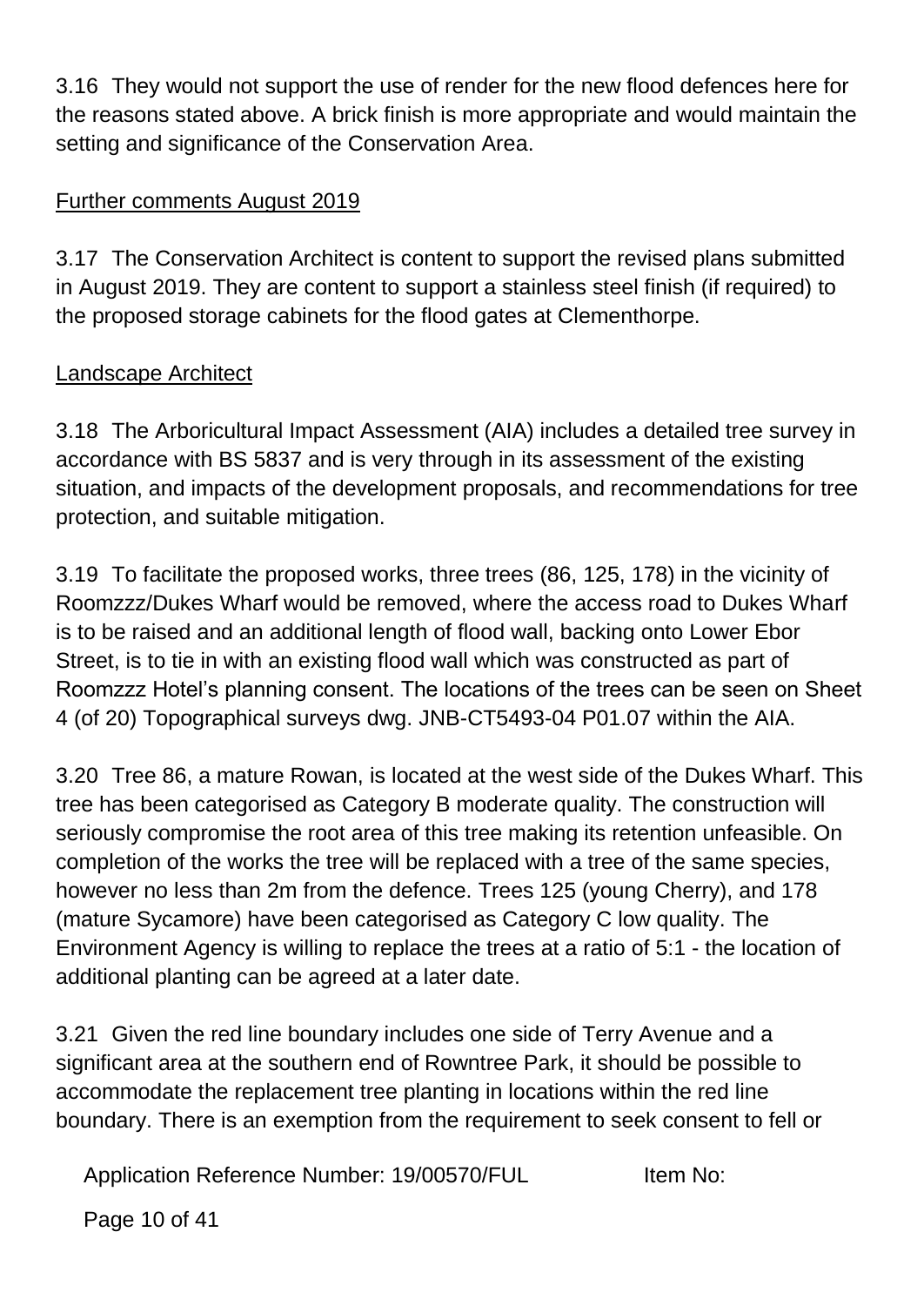3.16 They would not support the use of render for the new flood defences here for the reasons stated above. A brick finish is more appropriate and would maintain the setting and significance of the Conservation Area.

Further comments August 2019

3.17 The Conservation Architect is content to support the revised plans submitted in August 2019. They are content to support a stainless steel finish (if required) to the proposed storage cabinets for the flood gates at Clementhorpe.

Landscape Architect

3.18 The Arboricultural Impact Assessment (AIA) includes a detailed tree survey in accordance with BS 5837 and is very through in its assessment of the existing situation, and impacts of the development proposals, and recommendations for tree protection, and suitable mitigation.

3.19 To facilitate the proposed works, three trees (86, 125, 178) in the vicinity of Roomzzz/Dukes Wharf would be removed, where the access road to Dukes Wharf is to be raised and an additional length of flood wall, backing onto Lower Ebor Street, is to tie in with an existing flood wall which was constructed as part of Roomzzz Hotel's planning consent. The locations of the trees can be seen on Sheet 4 (of 20) Topographical surveys dwg. JNB-CT5493-04 P01.07 within the AIA.

3.20 Tree 86, a mature Rowan, is located at the west side of the Dukes Wharf. This tree has been categorised as Category B moderate quality. The construction will seriously compromise the root area of this tree making its retention unfeasible. On completion of the works the tree will be replaced with a tree of the same species, however no less than 2m from the defence. Trees 125 (young Cherry), and 178 (mature Sycamore) have been categorised as Category C low quality. The Environment Agency is willing to replace the trees at a ratio of 5:1 - the location of additional planting can be agreed at a later date.

3.21 Given the red line boundary includes one side of Terry Avenue and a significant area at the southern end of Rowntree Park, it should be possible to accommodate the replacement tree planting in locations within the red line boundary. There is an exemption from the requirement to seek consent to fell or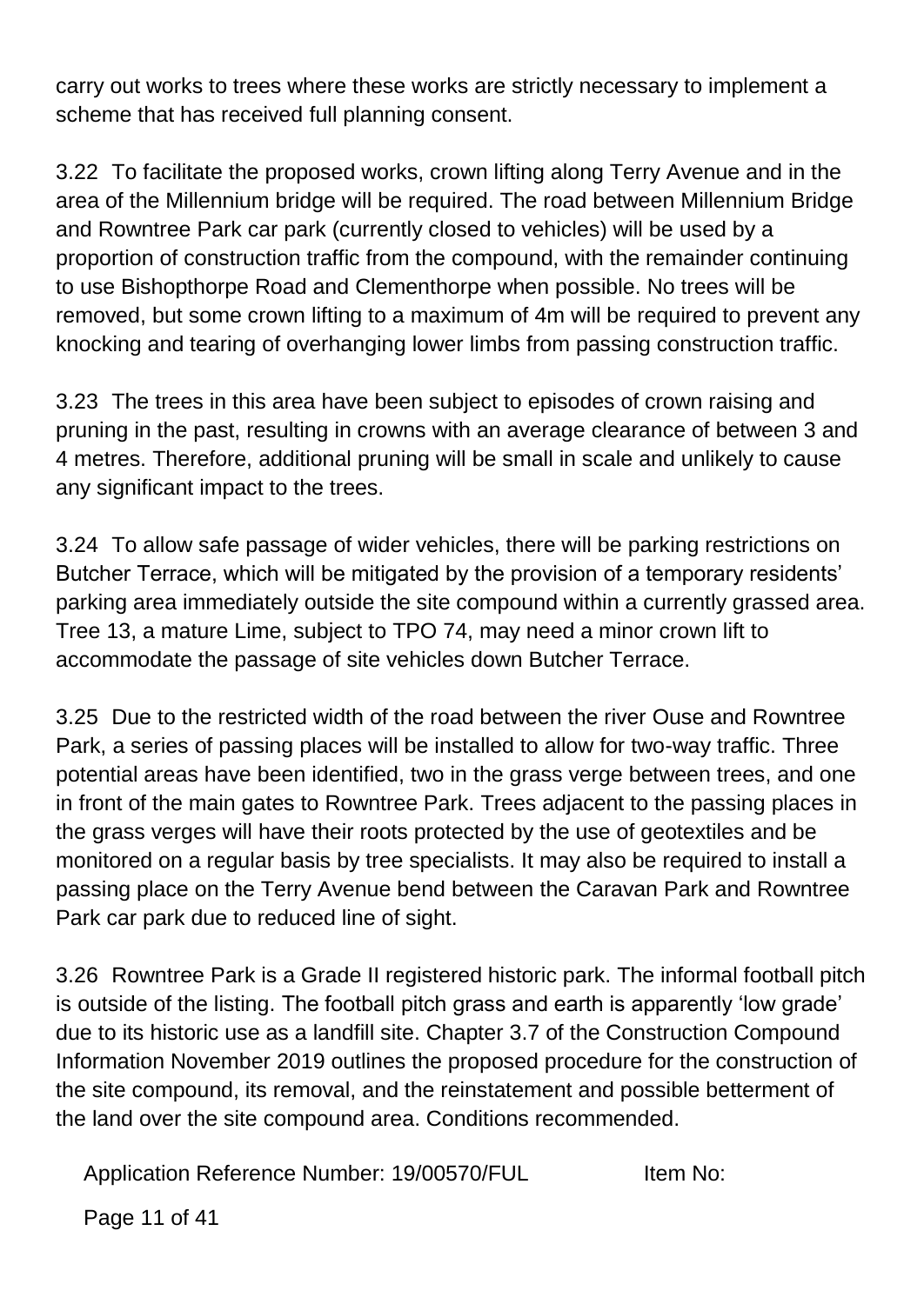carry out works to trees where these works are strictly necessary to implement a scheme that has received full planning consent.

3.22 To facilitate the proposed works, crown lifting along Terry Avenue and in the area of the Millennium bridge will be required. The road between Millennium Bridge and Rowntree Park car park (currently closed to vehicles) will be used by a proportion of construction traffic from the compound, with the remainder continuing to use Bishopthorpe Road and Clementhorpe when possible. No trees will be removed, but some crown lifting to a maximum of 4m will be required to prevent any knocking and tearing of overhanging lower limbs from passing construction traffic.

3.23 The trees in this area have been subject to episodes of crown raising and pruning in the past, resulting in crowns with an average clearance of between 3 and 4 metres. Therefore, additional pruning will be small in scale and unlikely to cause any significant impact to the trees.

3.24 To allow safe passage of wider vehicles, there will be parking restrictions on Butcher Terrace, which will be mitigated by the provision of a temporary residents' parking area immediately outside the site compound within a currently grassed area. Tree 13, a mature Lime, subject to TPO 74, may need a minor crown lift to accommodate the passage of site vehicles down Butcher Terrace.

3.25 Due to the restricted width of the road between the river Ouse and Rowntree Park, a series of passing places will be installed to allow for two-way traffic. Three potential areas have been identified, two in the grass verge between trees, and one in front of the main gates to Rowntree Park. Trees adjacent to the passing places in the grass verges will have their roots protected by the use of geotextiles and be monitored on a regular basis by tree specialists. It may also be required to install a passing place on the Terry Avenue bend between the Caravan Park and Rowntree Park car park due to reduced line of sight.

3.26 Rowntree Park is a Grade II registered historic park. The informal football pitch is outside of the listing. The football pitch grass and earth is apparently 'low grade' due to its historic use as a landfill site. Chapter 3.7 of the Construction Compound Information November 2019 outlines the proposed procedure for the construction of the site compound, its removal, and the reinstatement and possible betterment of the land over the site compound area. Conditions recommended.

Application Reference Number: 19/00570/FUL Item No: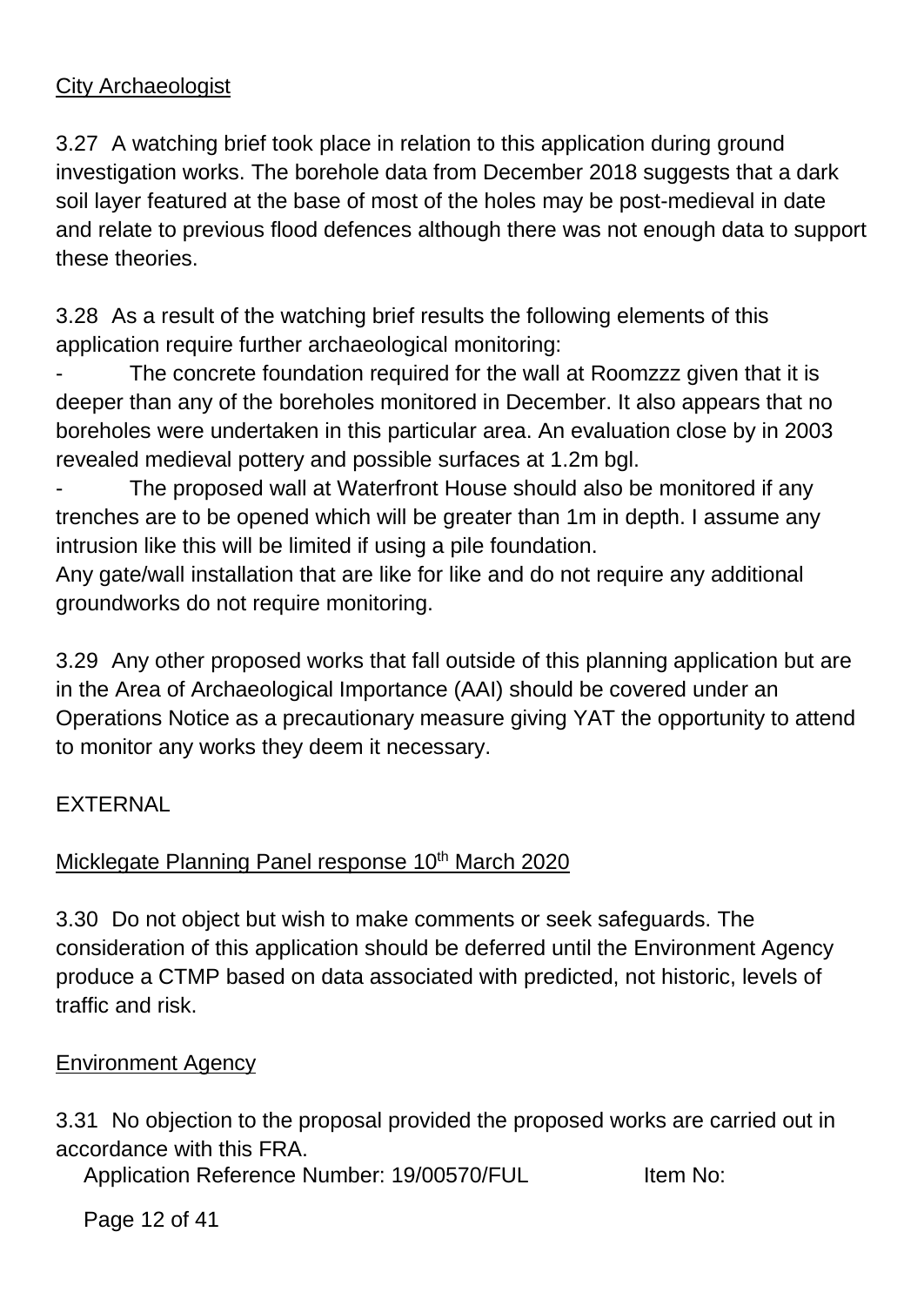City Archaeologist

3.27 A watching brief took place in relation to this application during ground investigation works. The borehole data from December 2018 suggests that a dark soil layer featured at the base of most of the holes may be post-medieval in date and relate to previous flood defences although there was not enough data to support these theories.

3.28 As a result of the watching brief results the following elements of this application require further archaeological monitoring:

- The concrete foundation required for the wall at Roomzzz given that it is deeper than any of the boreholes monitored in December. It also appears that no boreholes were undertaken in this particular area. An evaluation close by in 2003 revealed medieval pottery and possible surfaces at 1.2m bgl.
- The proposed wall at Waterfront House should also be monitored if any trenches are to be opened which will be greater than 1m in depth. I assume any intrusion like this will be limited if using a pile foundation.

Any gate/wall installation that are like for like and do not require any additional groundworks do not require monitoring.

3.29 Any other proposed works that fall outside of this planning application but are in the Area of Archaeological Importance (AAI) should be covered under an Operations Notice as a precautionary measure giving YAT the opportunity to attend to monitor any works they deem it necessary.

EXTERNAL

Micklegate Planning Panel response 10th March 2020

3.30 Do not object but wish to make comments or seek safeguards. The consideration of this application should be deferred until the Environment Agency produce a CTMP based on data associated with predicted, not historic, levels of traffic and risk.

Environment Agency

3.31 No objection to the proposal provided the proposed works are carried out in accordance with this FRA.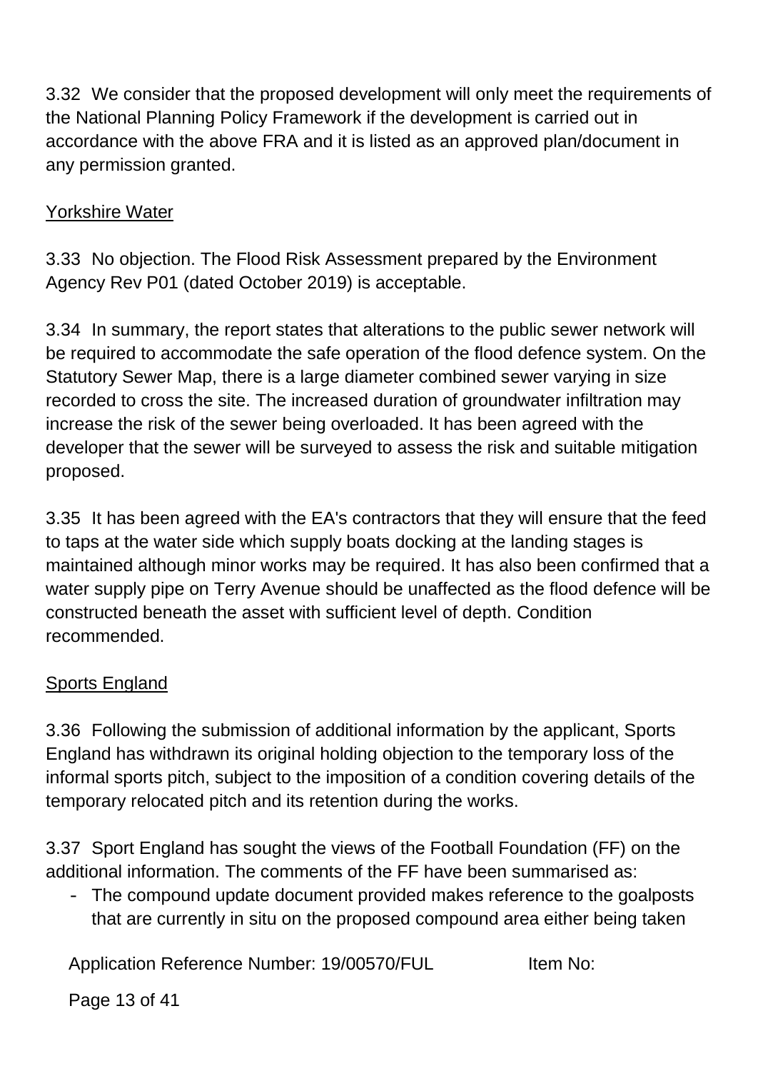3.32 We consider that the proposed development will only meet the requirements of the National Planning Policy Framework if the development is carried out in accordance with the above FRA and it is listed as an approved plan/document in any permission granted.

<u>Yorkshire Water</u>

3.33 No objection. The Flood Risk Assessment prepared by the Environment Agency Rev P01 (dated October 2019) is acceptable.

3.34 In summary, the report states that alterations to the public sewer network will be required to accommodate the safe operation of the flood defence system. On the Statutory Sewer Map, there is a large diameter combined sewer varying in size recorded to cross the site. The increased duration of groundwater infiltration may increase the risk of the sewer being overloaded. It has been agreed with the developer that the sewer will be surveyed to assess the risk and suitable mitigation proposed.

3.35 It has been agreed with the EA's contractors that they will ensure that the feed to taps at the water side which supply boats docking at the landing stages is maintained although minor works may be required. It has also been confirmed that a water supply pipe on Terry Avenue should be unaffected as the flood defence will be constructed beneath the asset with sufficient level of depth. Condition recommended.

<u>Sports England</u>

3.36 Following the submission of additional information by the applicant, Sports England has withdrawn its original holding objection to the temporary loss of the informal sports pitch, subject to the imposition of a condition covering details of the temporary relocated pitch and its retention during the works.

3.37 Sport England has sought the views of the Football Foundation (FF) on the additional information. The comments of the FF have been summarised as:

- The compound update document provided makes reference to the goalposts that are currently in situ on the proposed compound area either being taken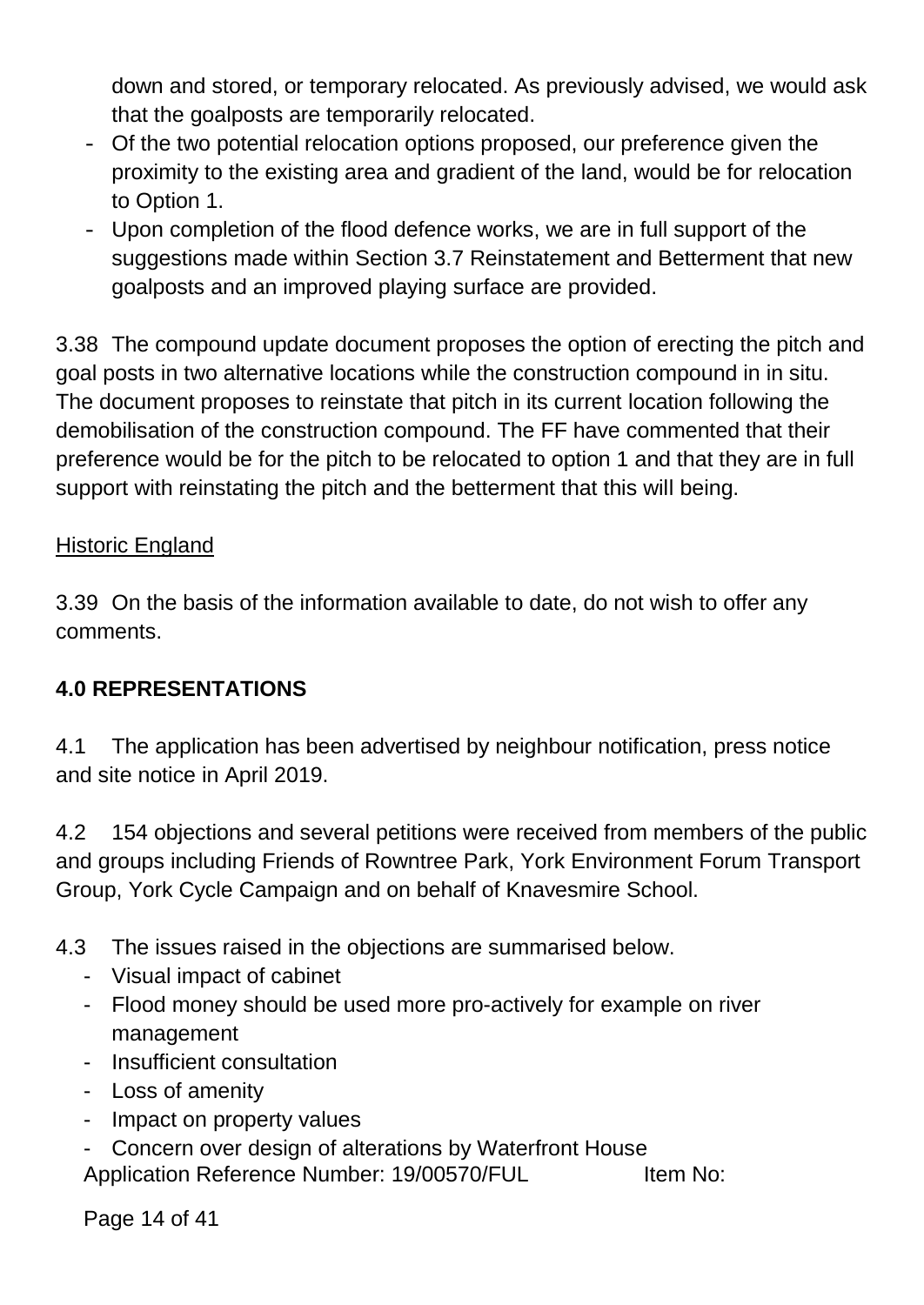down and stored, or temporary relocated. As previously advised, we would ask that the goalposts are temporarily relocated.

- Of the two potential relocation options proposed, our preference given the proximity to the existing area and gradient of the land, would be for relocation to Option 1.
- Upon completion of the flood defence works, we are in full support of the suggestions made within Section 3.7 Reinstatement and Betterment that new goalposts and an improved playing surface are provided.

3.38 The compound update document proposes the option of erecting the pitch and goal posts in two alternative locations while the construction compound in in situ. The document proposes to reinstate that pitch in its current location following the demobilisation of the construction compound. The FF have commented that their preference would be for the pitch to be relocated to option 1 and that they are in full support with reinstating the pitch and the betterment that this will being.

<u>Historic England</u>

3.39 On the basis of the information available to date, do not wish to offer any comments.

**4.0 REPRESENTATIONS**

4.1 The application has been advertised by neighbour notification, press notice and site notice in April 2019.

4.2 154 objections and several petitions were received from members of the public and groups including Friends of Rowntree Park, York Environment Forum Transport Group, York Cycle Campaign and on behalf of Knavesmire School.

4.3 The issues raised in the objections are summarised below.

- Visual impact of cabinet
- Flood money should be used more pro-actively for example on river management
- Insufficient consultation
- Loss of amenity
- Impact on property values
- Concern over design of alterations by Waterfront House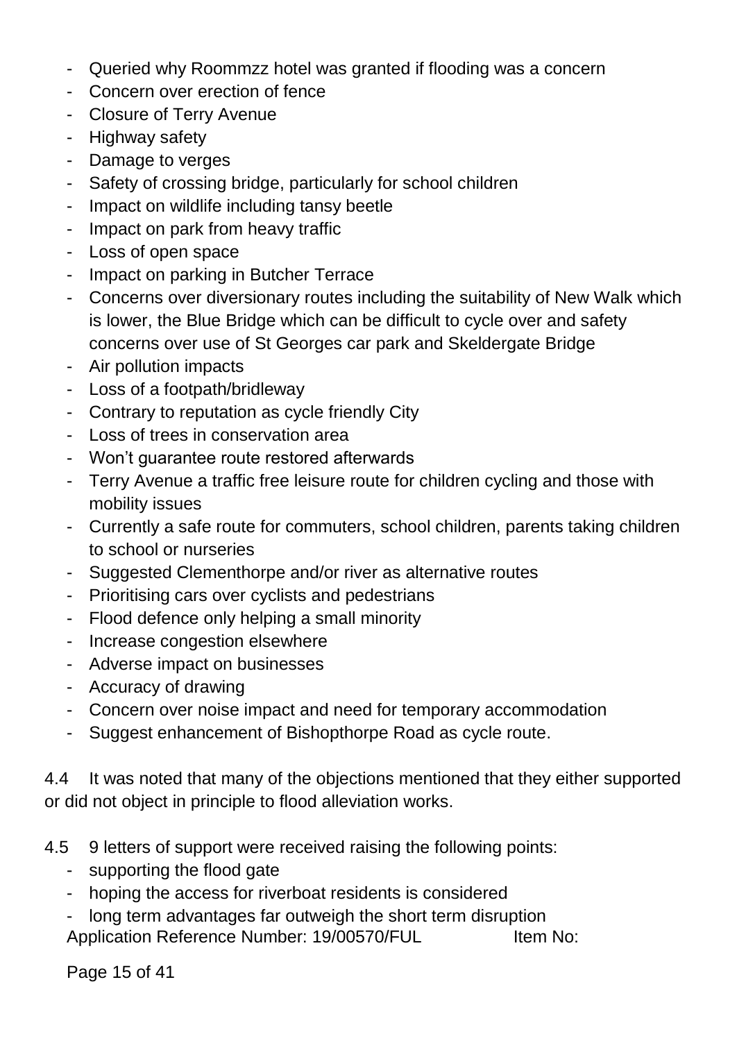- Queried why Roommzz hotel was granted if flooding was a concern
- Concern over erection of fence
- Closure of Terry Avenue
- Highway safety
- Damage to verges
- Safety of crossing bridge, particularly for school children
- Impact on wildlife including tansy beetle
- Impact on park from heavy traffic
- Loss of open space
- Impact on parking in Butcher Terrace
- Concerns over diversionary routes including the suitability of New Walk which is lower, the Blue Bridge which can be difficult to cycle over and safety concerns over use of St Georges car park and Skeldergate Bridge
- Air pollution impacts
- Loss of a footpath/bridleway
- Contrary to reputation as cycle friendly City
- Loss of trees in conservation area
- Won't guarantee route restored afterwards
- Terry Avenue a traffic free leisure route for children cycling and those with mobility issues
- Currently a safe route for commuters, school children, parents taking children to school or nurseries
- Suggested Clementhorpe and/or river as alternative routes
- Prioritising cars over cyclists and pedestrians
- Flood defence only helping a small minority
- Increase congestion elsewhere
- Adverse impact on businesses
- Accuracy of drawing
- Concern over noise impact and need for temporary accommodation
- Suggest enhancement of Bishopthorpe Road as cycle route.

4.4 It was noted that many of the objections mentioned that they either supported or did not object in principle to flood alleviation works.

4.5 9 letters of support were received raising the following points:

- supporting the flood gate
- hoping the access for riverboat residents is considered
- long term advantages far outweigh the short term disruption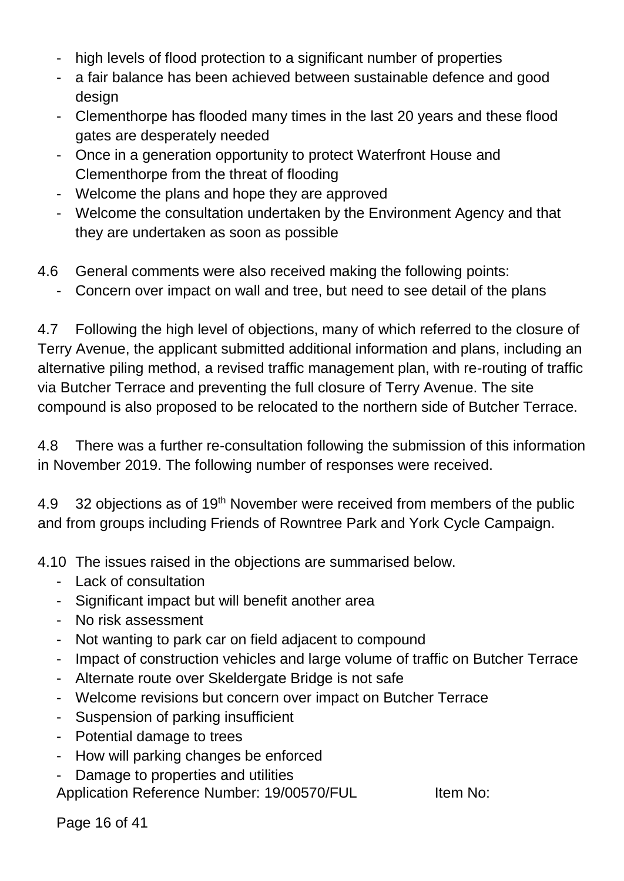- high levels of flood protection to a significant number of properties
- a fair balance has been achieved between sustainable defence and good design
- Clementhorpe has flooded many times in the last 20 years and these flood gates are desperately needed
- Once in a generation opportunity to protect Waterfront House and Clementhorpe from the threat of flooding
- Welcome the plans and hope they are approved
- Welcome the consultation undertaken by the Environment Agency and that they are undertaken as soon as possible

4.6 General comments were also received making the following points:

- Concern over impact on wall and tree, but need to see detail of the plans

4.7 Following the high level of objections, many of which referred to the closure of Terry Avenue, the applicant submitted additional information and plans, including an alternative piling method, a revised traffic management plan, with re-routing of traffic via Butcher Terrace and preventing the full closure of Terry Avenue. The site compound is also proposed to be relocated to the northern side of Butcher Terrace.

4.8 There was a further re-consultation following the submission of this information in November 2019. The following number of responses were received.

4.9 32 objections as of 19th November were received from members of the public and from groups including Friends of Rowntree Park and York Cycle Campaign.

4.10 The issues raised in the objections are summarised below.

- Lack of consultation
- Significant impact but will benefit another area
- No risk assessment
- Not wanting to park car on field adjacent to compound
- Impact of construction vehicles and large volume of traffic on Butcher Terrace
- Alternate route over Skeldergate Bridge is not safe
- Welcome revisions but concern over impact on Butcher Terrace
- Suspension of parking insufficient
- Potential damage to trees
- How will parking changes be enforced
- Damage to properties and utilities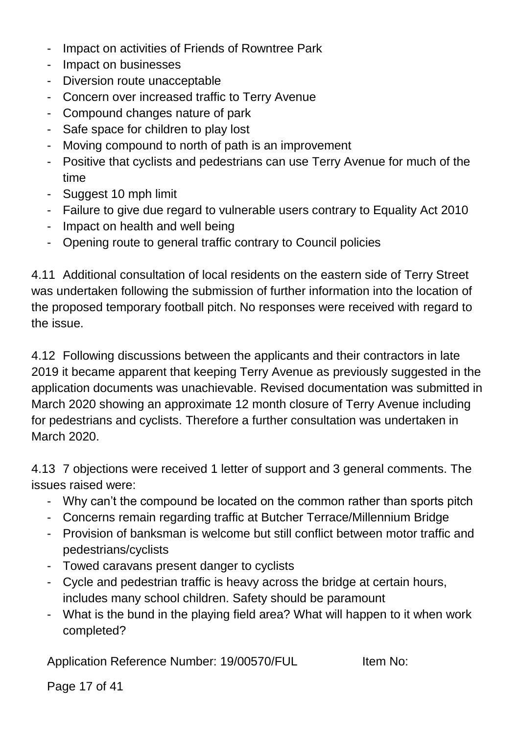- Impact on activities of Friends of Rowntree Park
- Impact on businesses
- Diversion route unacceptable
- Concern over increased traffic to Terry Avenue
- Compound changes nature of park
- Safe space for children to play lost
- Moving compound to north of path is an improvement
- Positive that cyclists and pedestrians can use Terry Avenue for much of the time
- Suggest 10 mph limit
- Failure to give due regard to vulnerable users contrary to Equality Act 2010
- Impact on health and well being
- Opening route to general traffic contrary to Council policies

4.11 Additional consultation of local residents on the eastern side of Terry Street was undertaken following the submission of further information into the location of the proposed temporary football pitch. No responses were received with regard to the issue.

4.12 Following discussions between the applicants and their contractors in late 2019 it became apparent that keeping Terry Avenue as previously suggested in the application documents was unachievable. Revised documentation was submitted in March 2020 showing an approximate 12 month closure of Terry Avenue including for pedestrians and cyclists. Therefore a further consultation was undertaken in March 2020.

4.13 7 objections were received 1 letter of support and 3 general comments. The issues raised were:

- Why can't the compound be located on the common rather than sports pitch
- Concerns remain regarding traffic at Butcher Terrace/Millennium Bridge
- Provision of banksman is welcome but still conflict between motor traffic and pedestrians/cyclists
- Towed caravans present danger to cyclists
- Cycle and pedestrian traffic is heavy across the bridge at certain hours, includes many school children. Safety should be paramount
- What is the bund in the playing field area? What will happen to it when work completed?

Application Reference Number: 19/00570/FUL Item No: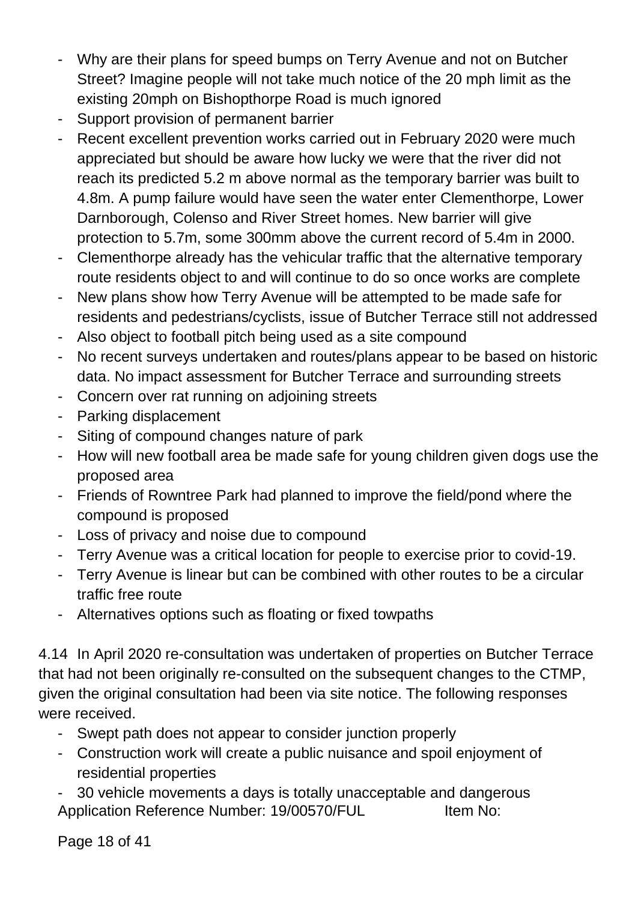- Why are their plans for speed bumps on Terry Avenue and not on Butcher Street? Imagine people will not take much notice of the 20 mph limit as the existing 20mph on Bishopthorpe Road is much ignored
- Support provision of permanent barrier
- Recent excellent prevention works carried out in February 2020 were much appreciated but should be aware how lucky we were that the river did not reach its predicted 5.2 m above normal as the temporary barrier was built to 4.8m. A pump failure would have seen the water enter Clementhorpe, Lower Darnborough, Colenso and River Street homes. New barrier will give protection to 5.7m, some 300mm above the current record of 5.4m in 2000.
- Clementhorpe already has the vehicular traffic that the alternative temporary route residents object to and will continue to do so once works are complete
- New plans show how Terry Avenue will be attempted to be made safe for residents and pedestrians/cyclists, issue of Butcher Terrace still not addressed
- Also object to football pitch being used as a site compound
- No recent surveys undertaken and routes/plans appear to be based on historic data. No impact assessment for Butcher Terrace and surrounding streets
- Concern over rat running on adjoining streets
- Parking displacement
- Siting of compound changes nature of park
- How will new football area be made safe for young children given dogs use the proposed area
- Friends of Rowntree Park had planned to improve the field/pond where the compound is proposed
- Loss of privacy and noise due to compound
- Terry Avenue was a critical location for people to exercise prior to covid-19.
- Terry Avenue is linear but can be combined with other routes to be a circular traffic free route
- Alternatives options such as floating or fixed towpaths

4.14 In April 2020 re-consultation was undertaken of properties on Butcher Terrace that had not been originally re-consulted on the subsequent changes to the CTMP, given the original consultation had been via site notice. The following responses were received.

- Swept path does not appear to consider junction properly
- Construction work will create a public nuisance and spoil enjoyment of residential properties
- 30 vehicle movements a days is totally unacceptable and dangerous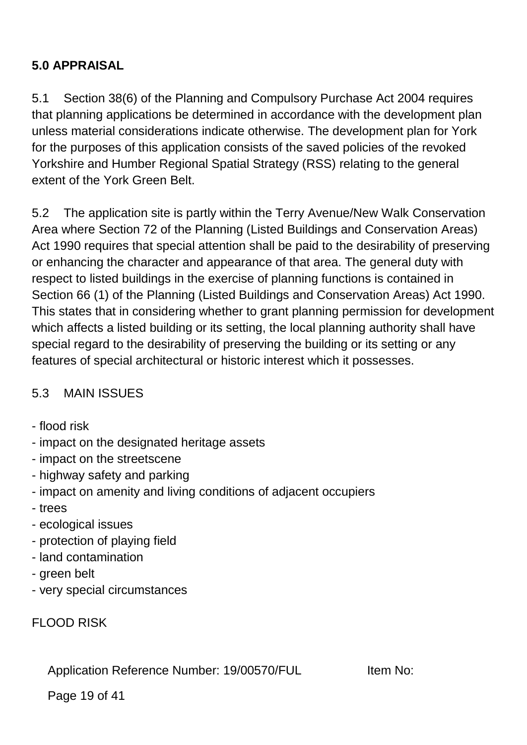## 5.0 APPRAISAL

5.1 Section 38(6) of the Planning and Compulsory Purchase Act 2004 requires that planning applications be determined in accordance with the development plan unless material considerations indicate otherwise. The development plan for York for the purposes of this application consists of the saved policies of the revoked Yorkshire and Humber Regional Spatial Strategy (RSS) relating to the general extent of the York Green Belt.

5.2 The application site is partly within the Terry Avenue/New Walk Conservation Area where Section 72 of the Planning (Listed Buildings and Conservation Areas) Act 1990 requires that special attention shall be paid to the desirability of preserving or enhancing the character and appearance of that area. The general duty with respect to listed buildings in the exercise of planning functions is contained in Section 66 (1) of the Planning (Listed Buildings and Conservation Areas) Act 1990. This states that in considering whether to grant planning permission for development which affects a listed building or its setting, the local planning authority shall have special regard to the desirability of preserving the building or its setting or any features of special architectural or historic interest which it possesses.

5.3 MAIN ISSUES

- flood risk
- impact on the designated heritage assets
- impact on the streetscene
- highway safety and parking
- impact on amenity and living conditions of adjacent occupiers
- trees
- ecological issues
- protection of playing field
- land contamination
- green belt
- very special circumstances

FLOOD RISK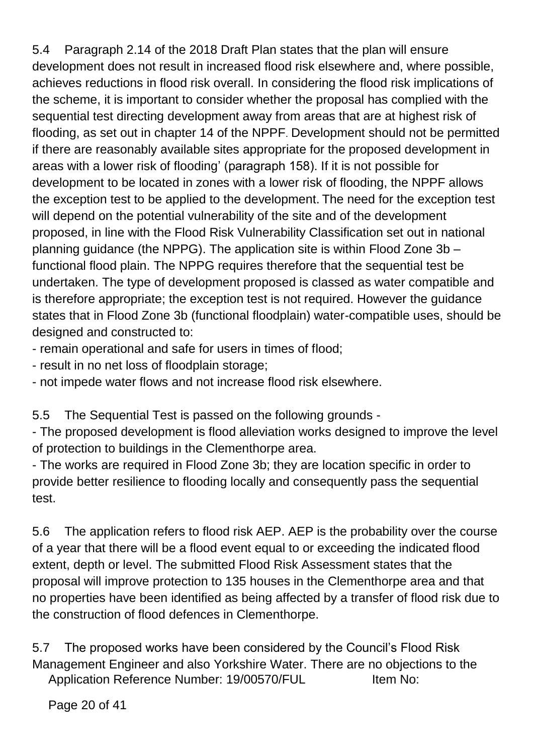5.4 Paragraph 2.14 of the 2018 Draft Plan states that the plan will ensure development does not result in increased flood risk elsewhere and, where possible, achieves reductions in flood risk overall. In considering the flood risk implications of the scheme, it is important to consider whether the proposal has complied with the sequential test directing development away from areas that are at highest risk of flooding, as set out in chapter 14 of the NPPF. Development should not be permitted if there are reasonably available sites appropriate for the proposed development in areas with a lower risk of flooding' (paragraph 158). If it is not possible for development to be located in zones with a lower risk of flooding, the NPPF allows the exception test to be applied to the development. The need for the exception test will depend on the potential vulnerability of the site and of the development proposed, in line with the Flood Risk Vulnerability Classification set out in national planning guidance (the NPPG). The application site is within Flood Zone 3b – functional flood plain. The NPPG requires therefore that the sequential test be undertaken. The type of development proposed is classed as water compatible and is therefore appropriate; the exception test is not required. However the guidance states that in Flood Zone 3b (functional floodplain) water-compatible uses, should be designed and constructed to:

- remain operational and safe for users in times of flood;
- result in no net loss of floodplain storage;
- not impede water flows and not increase flood risk elsewhere.

5.5 The Sequential Test is passed on the following grounds -

- The proposed development is flood alleviation works designed to improve the level of protection to buildings in the Clementhorpe area.
- The works are required in Flood Zone 3b; they are location specific in order to provide better resilience to flooding locally and consequently pass the sequential test.

5.6 The application refers to flood risk AEP. AEP is the probability over the course of a year that there will be a flood event equal to or exceeding the indicated flood extent, depth or level. The submitted Flood Risk Assessment states that the proposal will improve protection to 135 houses in the Clementhorpe area and that no properties have been identified as being affected by a transfer of flood risk due to the construction of flood defences in Clementhorpe.

5.7 The proposed works have been considered by the Council's Flood Risk Management Engineer and also Yorkshire Water. There are no objections to the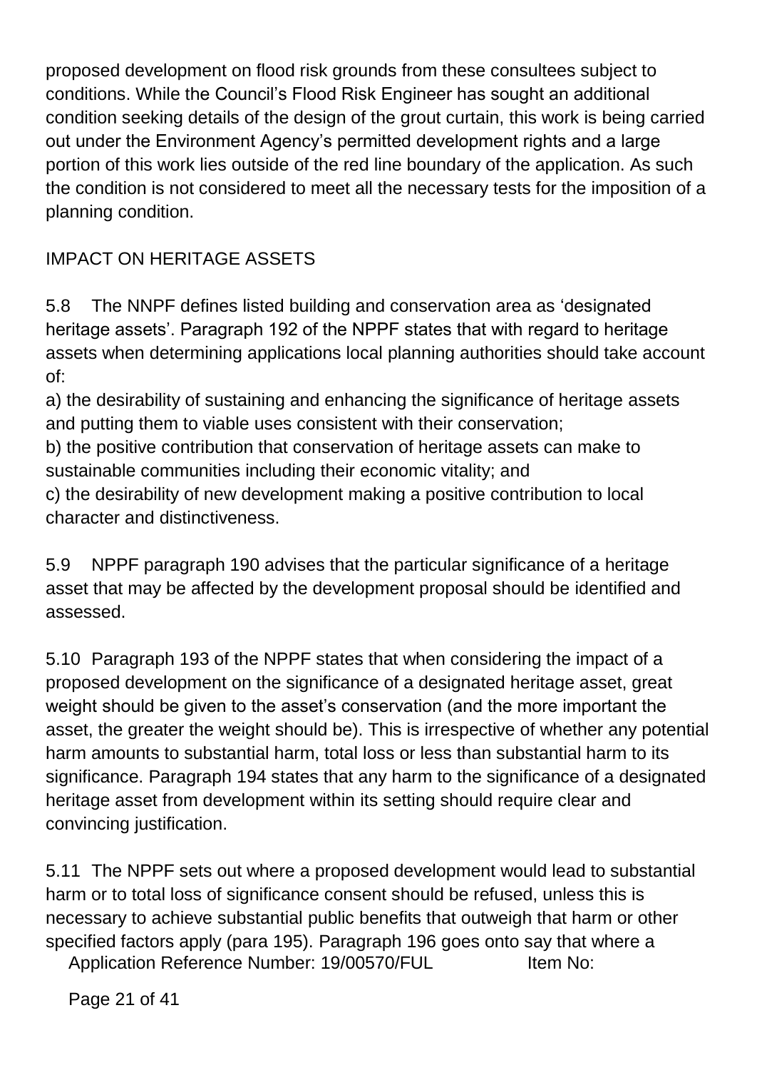proposed development on flood risk grounds from these consultees subject to conditions. While the Council's Flood Risk Engineer has sought an additional condition seeking details of the design of the grout curtain, this work is being carried out under the Environment Agency's permitted development rights and a large portion of this work lies outside of the red line boundary of the application. As such the condition is not considered to meet all the necessary tests for the imposition of a planning condition.

## IMPACT ON HERITAGE ASSETS

5.8 The NNPF defines listed building and conservation area as 'designated heritage assets'. Paragraph 192 of the NPPF states that with regard to heritage assets when determining applications local planning authorities should take account of:

a) the desirability of sustaining and enhancing the significance of heritage assets and putting them to viable uses consistent with their conservation;
b) the positive contribution that conservation of heritage assets can make to sustainable communities including their economic vitality; and
c) the desirability of new development making a positive contribution to local character and distinctiveness.

5.9 NPPF paragraph 190 advises that the particular significance of a heritage asset that may be affected by the development proposal should be identified and assessed.

5.10 Paragraph 193 of the NPPF states that when considering the impact of a proposed development on the significance of a designated heritage asset, great weight should be given to the asset's conservation (and the more important the asset, the greater the weight should be). This is irrespective of whether any potential harm amounts to substantial harm, total loss or less than substantial harm to its significance. Paragraph 194 states that any harm to the significance of a designated heritage asset from development within its setting should require clear and convincing justification.

5.11 The NPPF sets out where a proposed development would lead to substantial harm or to total loss of significance consent should be refused, unless this is necessary to achieve substantial public benefits that outweigh that harm or other specified factors apply (para 195). Paragraph 196 goes onto say that where a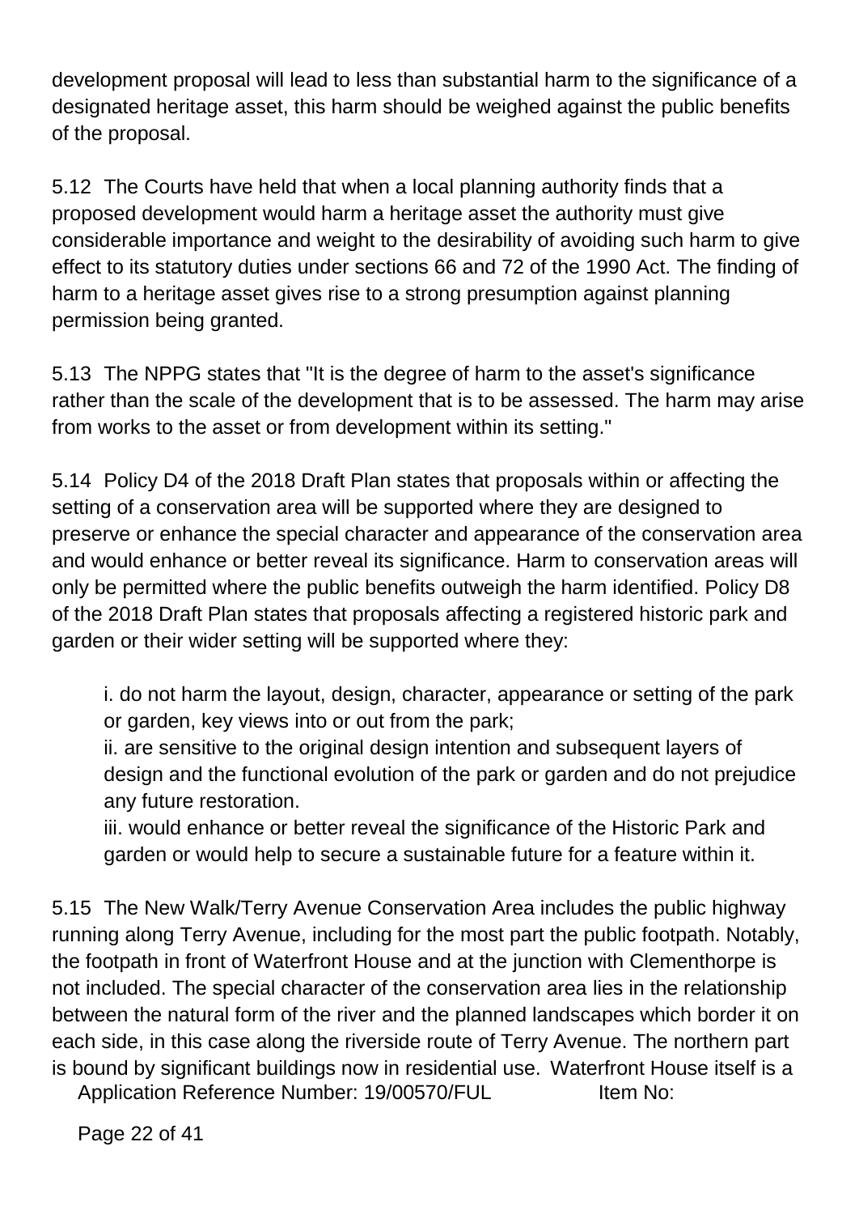development proposal will lead to less than substantial harm to the significance of a designated heritage asset, this harm should be weighed against the public benefits of the proposal.

5.12 The Courts have held that when a local planning authority finds that a proposed development would harm a heritage asset the authority must give considerable importance and weight to the desirability of avoiding such harm to give effect to its statutory duties under sections 66 and 72 of the 1990 Act. The finding of harm to a heritage asset gives rise to a strong presumption against planning permission being granted.

5.13 The NPPG states that "It is the degree of harm to the asset's significance rather than the scale of the development that is to be assessed. The harm may arise from works to the asset or from development within its setting."

5.14 Policy D4 of the 2018 Draft Plan states that proposals within or affecting the setting of a conservation area will be supported where they are designed to preserve or enhance the special character and appearance of the conservation area and would enhance or better reveal its significance. Harm to conservation areas will only be permitted where the public benefits outweigh the harm identified. Policy D8 of the 2018 Draft Plan states that proposals affecting a registered historic park and garden or their wider setting will be supported where they:

i. do not harm the layout, design, character, appearance or setting of the park or garden, key views into or out from the park;

ii. are sensitive to the original design intention and subsequent layers of design and the functional evolution of the park or garden and do not prejudice any future restoration.

iii. would enhance or better reveal the significance of the Historic Park and garden or would help to secure a sustainable future for a feature within it.

5.15 The New Walk/Terry Avenue Conservation Area includes the public highway running along Terry Avenue, including for the most part the public footpath. Notably, the footpath in front of Waterfront House and at the junction with Clementhorpe is not included. The special character of the conservation area lies in the relationship between the natural form of the river and the planned landscapes which border it on each side, in this case along the riverside route of Terry Avenue. The northern part is bound by significant buildings now in residential use. Waterfront House itself is a

Application Reference Number: 19/00570/FUL Item No: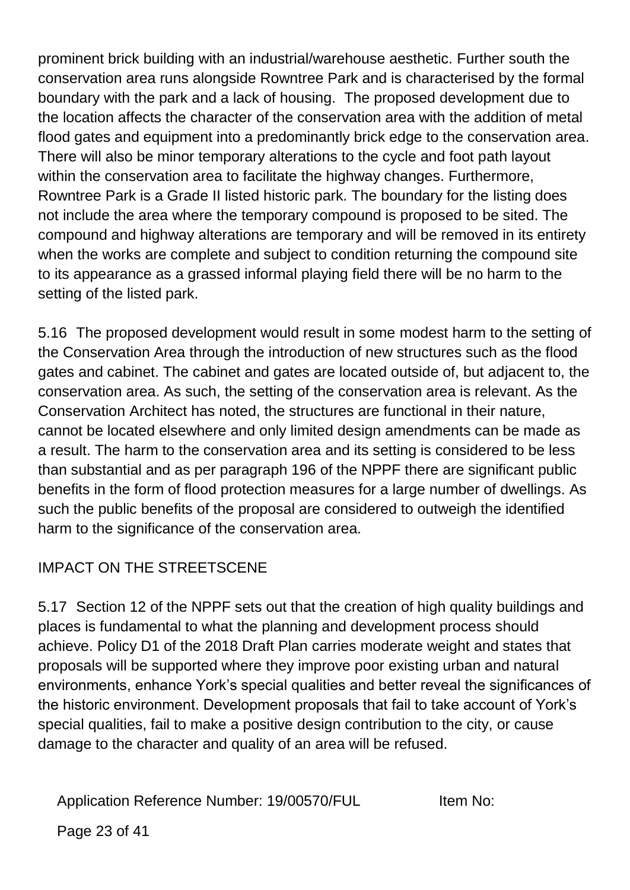prominent brick building with an industrial/warehouse aesthetic. Further south the conservation area runs alongside Rowntree Park and is characterised by the formal boundary with the park and a lack of housing. The proposed development due to the location affects the character of the conservation area with the addition of metal flood gates and equipment into a predominantly brick edge to the conservation area. There will also be minor temporary alterations to the cycle and foot path layout within the conservation area to facilitate the highway changes. Furthermore, Rowntree Park is a Grade II listed historic park. The boundary for the listing does not include the area where the temporary compound is proposed to be sited. The compound and highway alterations are temporary and will be removed in its entirety when the works are complete and subject to condition returning the compound site to its appearance as a grassed informal playing field there will be no harm to the setting of the listed park.

5.16 The proposed development would result in some modest harm to the setting of the Conservation Area through the introduction of new structures such as the flood gates and cabinet. The cabinet and gates are located outside of, but adjacent to, the conservation area. As such, the setting of the conservation area is relevant. As the Conservation Architect has noted, the structures are functional in their nature, cannot be located elsewhere and only limited design amendments can be made as a result. The harm to the conservation area and its setting is considered to be less than substantial and as per paragraph 196 of the NPPF there are significant public benefits in the form of flood protection measures for a large number of dwellings. As such the public benefits of the proposal are considered to outweigh the identified harm to the significance of the conservation area.

## IMPACT ON THE STREETSCENE

5.17 Section 12 of the NPPF sets out that the creation of high quality buildings and places is fundamental to what the planning and development process should achieve. Policy D1 of the 2018 Draft Plan carries moderate weight and states that proposals will be supported where they improve poor existing urban and natural environments, enhance York's special qualities and better reveal the significances of the historic environment. Development proposals that fail to take account of York's special qualities, fail to make a positive design contribution to the city, or cause damage to the character and quality of an area will be refused.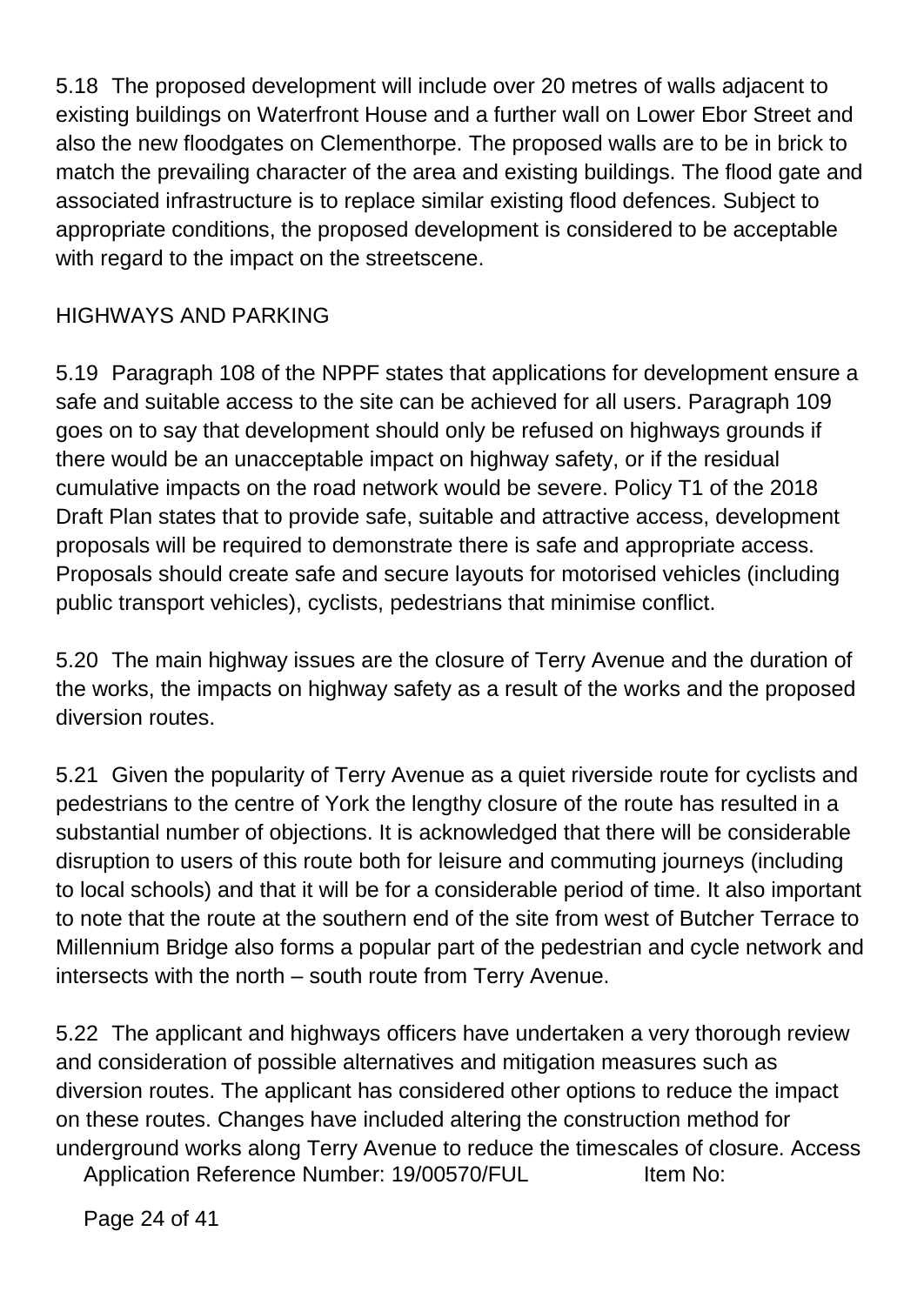5.18 The proposed development will include over 20 metres of walls adjacent to existing buildings on Waterfront House and a further wall on Lower Ebor Street and also the new floodgates on Clementhorpe. The proposed walls are to be in brick to match the prevailing character of the area and existing buildings. The flood gate and associated infrastructure is to replace similar existing flood defences. Subject to appropriate conditions, the proposed development is considered to be acceptable with regard to the impact on the streetscene.

## HIGHWAYS AND PARKING

5.19 Paragraph 108 of the NPPF states that applications for development ensure a safe and suitable access to the site can be achieved for all users. Paragraph 109 goes on to say that development should only be refused on highways grounds if there would be an unacceptable impact on highway safety, or if the residual cumulative impacts on the road network would be severe. Policy T1 of the 2018 Draft Plan states that to provide safe, suitable and attractive access, development proposals will be required to demonstrate there is safe and appropriate access. Proposals should create safe and secure layouts for motorised vehicles (including public transport vehicles), cyclists, pedestrians that minimise conflict.

5.20 The main highway issues are the closure of Terry Avenue and the duration of the works, the impacts on highway safety as a result of the works and the proposed diversion routes.

5.21 Given the popularity of Terry Avenue as a quiet riverside route for cyclists and pedestrians to the centre of York the lengthy closure of the route has resulted in a substantial number of objections. It is acknowledged that there will be considerable disruption to users of this route both for leisure and commuting journeys (including to local schools) and that it will be for a considerable period of time. It also important to note that the route at the southern end of the site from west of Butcher Terrace to Millennium Bridge also forms a popular part of the pedestrian and cycle network and intersects with the north – south route from Terry Avenue.

5.22 The applicant and highways officers have undertaken a very thorough review and consideration of possible alternatives and mitigation measures such as diversion routes. The applicant has considered other options to reduce the impact on these routes. Changes have included altering the construction method for underground works along Terry Avenue to reduce the timescales of closure. Access

Application Reference Number: 19/00570/FUL Item No: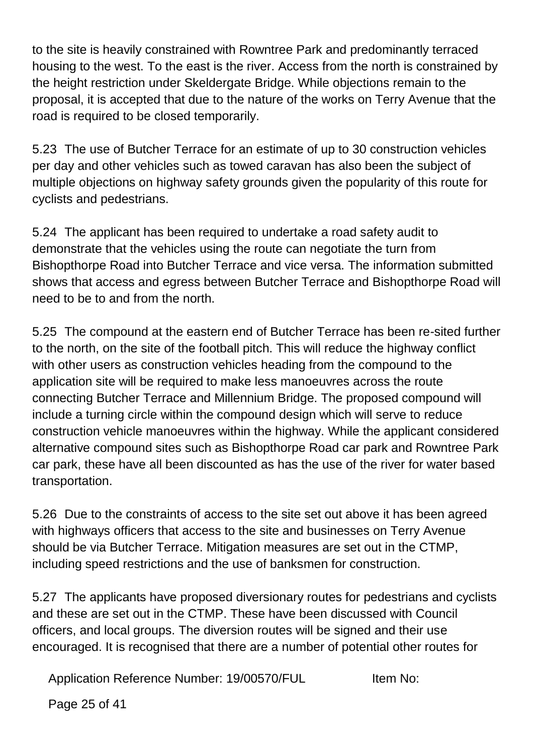to the site is heavily constrained with Rowntree Park and predominantly terraced housing to the west. To the east is the river. Access from the north is constrained by the height restriction under Skeldergate Bridge. While objections remain to the proposal, it is accepted that due to the nature of the works on Terry Avenue that the road is required to be closed temporarily.

5.23 The use of Butcher Terrace for an estimate of up to 30 construction vehicles per day and other vehicles such as towed caravan has also been the subject of multiple objections on highway safety grounds given the popularity of this route for cyclists and pedestrians.

5.24 The applicant has been required to undertake a road safety audit to demonstrate that the vehicles using the route can negotiate the turn from Bishopthorpe Road into Butcher Terrace and vice versa. The information submitted shows that access and egress between Butcher Terrace and Bishopthorpe Road will need to be to and from the north.

5.25 The compound at the eastern end of Butcher Terrace has been re-sited further to the north, on the site of the football pitch. This will reduce the highway conflict with other users as construction vehicles heading from the compound to the application site will be required to make less manoeuvres across the route connecting Butcher Terrace and Millennium Bridge. The proposed compound will include a turning circle within the compound design which will serve to reduce construction vehicle manoeuvres within the highway. While the applicant considered alternative compound sites such as Bishopthorpe Road car park and Rowntree Park car park, these have all been discounted as has the use of the river for water based transportation.

5.26 Due to the constraints of access to the site set out above it has been agreed with highways officers that access to the site and businesses on Terry Avenue should be via Butcher Terrace. Mitigation measures are set out in the CTMP, including speed restrictions and the use of banksmen for construction.

5.27 The applicants have proposed diversionary routes for pedestrians and cyclists and these are set out in the CTMP. These have been discussed with Council officers, and local groups. The diversion routes will be signed and their use encouraged. It is recognised that there are a number of potential other routes for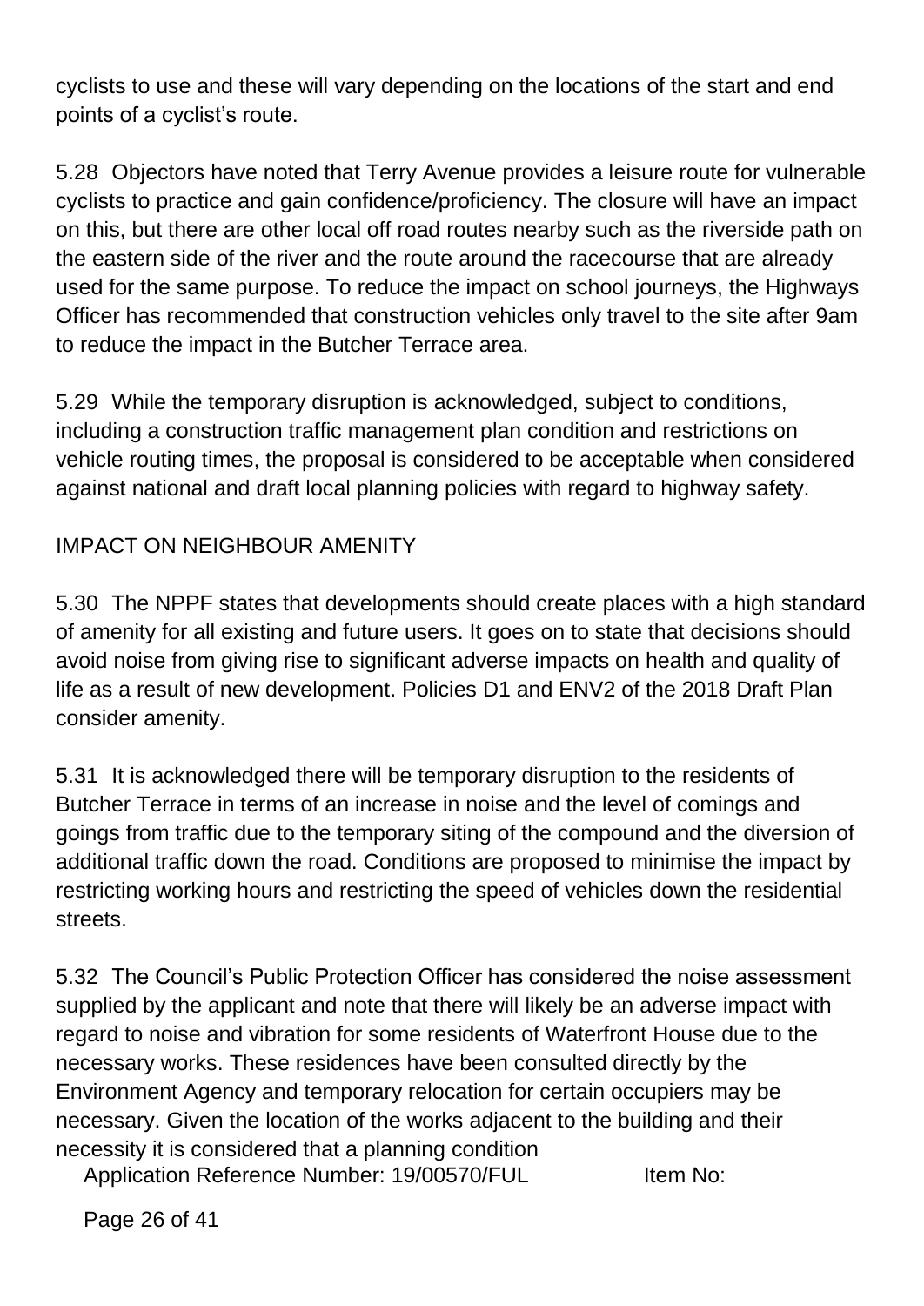cyclists to use and these will vary depending on the locations of the start and end points of a cyclist's route.

5.28 Objectors have noted that Terry Avenue provides a leisure route for vulnerable cyclists to practice and gain confidence/proficiency. The closure will have an impact on this, but there are other local off road routes nearby such as the riverside path on the eastern side of the river and the route around the racecourse that are already used for the same purpose. To reduce the impact on school journeys, the Highways Officer has recommended that construction vehicles only travel to the site after 9am to reduce the impact in the Butcher Terrace area.

5.29 While the temporary disruption is acknowledged, subject to conditions, including a construction traffic management plan condition and restrictions on vehicle routing times, the proposal is considered to be acceptable when considered against national and draft local planning policies with regard to highway safety.

IMPACT ON NEIGHBOUR AMENITY

5.30 The NPPF states that developments should create places with a high standard of amenity for all existing and future users. It goes on to state that decisions should avoid noise from giving rise to significant adverse impacts on health and quality of life as a result of new development. Policies D1 and ENV2 of the 2018 Draft Plan consider amenity.

5.31 It is acknowledged there will be temporary disruption to the residents of Butcher Terrace in terms of an increase in noise and the level of comings and goings from traffic due to the temporary siting of the compound and the diversion of additional traffic down the road. Conditions are proposed to minimise the impact by restricting working hours and restricting the speed of vehicles down the residential streets.

5.32 The Council's Public Protection Officer has considered the noise assessment supplied by the applicant and note that there will likely be an adverse impact with regard to noise and vibration for some residents of Waterfront House due to the necessary works. These residences have been consulted directly by the Environment Agency and temporary relocation for certain occupiers may be necessary. Given the location of the works adjacent to the building and their necessity it is considered that a planning condition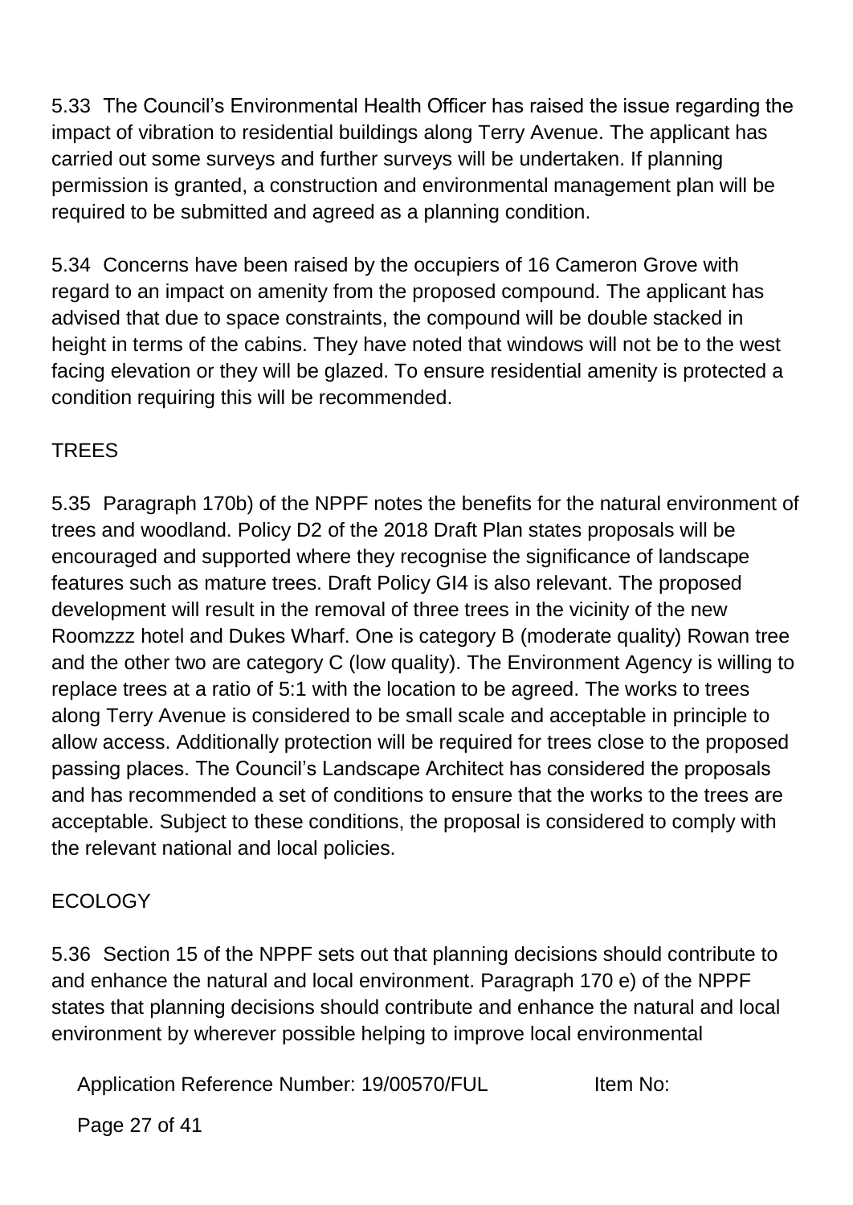5.33 The Council's Environmental Health Officer has raised the issue regarding the impact of vibration to residential buildings along Terry Avenue. The applicant has carried out some surveys and further surveys will be undertaken. If planning permission is granted, a construction and environmental management plan will be required to be submitted and agreed as a planning condition.

5.34 Concerns have been raised by the occupiers of 16 Cameron Grove with regard to an impact on amenity from the proposed compound. The applicant has advised that due to space constraints, the compound will be double stacked in height in terms of the cabins. They have noted that windows will not be to the west facing elevation or they will be glazed. To ensure residential amenity is protected a condition requiring this will be recommended.

## TREES

5.35 Paragraph 170b) of the NPPF notes the benefits for the natural environment of trees and woodland. Policy D2 of the 2018 Draft Plan states proposals will be encouraged and supported where they recognise the significance of landscape features such as mature trees. Draft Policy GI4 is also relevant. The proposed development will result in the removal of three trees in the vicinity of the new Roomzzz hotel and Dukes Wharf. One is category B (moderate quality) Rowan tree and the other two are category C (low quality). The Environment Agency is willing to replace trees at a ratio of 5:1 with the location to be agreed. The works to trees along Terry Avenue is considered to be small scale and acceptable in principle to allow access. Additionally protection will be required for trees close to the proposed passing places. The Council's Landscape Architect has considered the proposals and has recommended a set of conditions to ensure that the works to the trees are acceptable. Subject to these conditions, the proposal is considered to comply with the relevant national and local policies.

## ECOLOGY

5.36 Section 15 of the NPPF sets out that planning decisions should contribute to and enhance the natural and local environment. Paragraph 170 e) of the NPPF states that planning decisions should contribute and enhance the natural and local environment by wherever possible helping to improve local environmental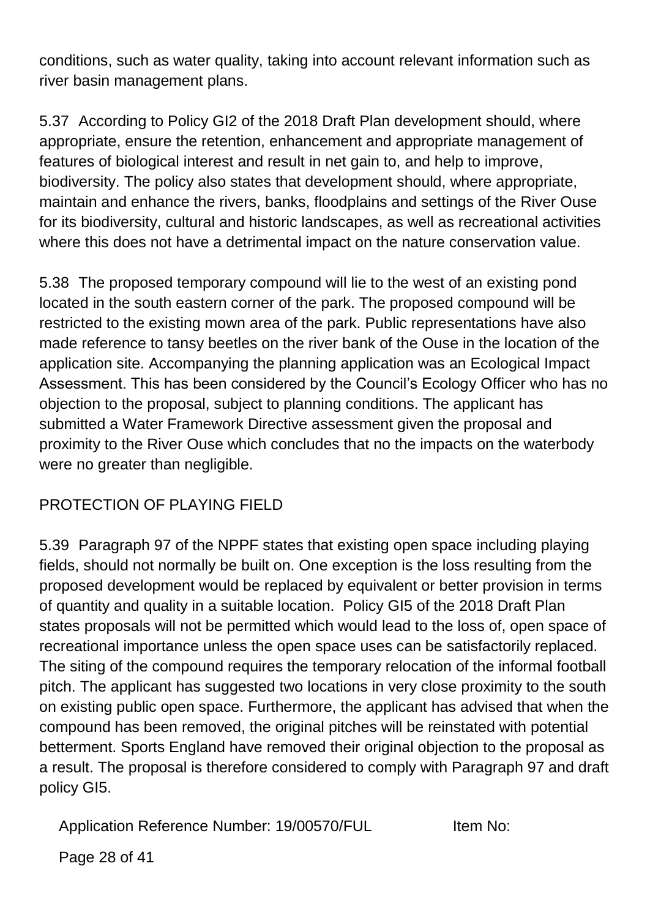conditions, such as water quality, taking into account relevant information such as river basin management plans.

5.37 According to Policy GI2 of the 2018 Draft Plan development should, where appropriate, ensure the retention, enhancement and appropriate management of features of biological interest and result in net gain to, and help to improve, biodiversity. The policy also states that development should, where appropriate, maintain and enhance the rivers, banks, floodplains and settings of the River Ouse for its biodiversity, cultural and historic landscapes, as well as recreational activities where this does not have a detrimental impact on the nature conservation value.

5.38 The proposed temporary compound will lie to the west of an existing pond located in the south eastern corner of the park. The proposed compound will be restricted to the existing mown area of the park. Public representations have also made reference to tansy beetles on the river bank of the Ouse in the location of the application site. Accompanying the planning application was an Ecological Impact Assessment. This has been considered by the Council's Ecology Officer who has no objection to the proposal, subject to planning conditions. The applicant has submitted a Water Framework Directive assessment given the proposal and proximity to the River Ouse which concludes that no the impacts on the waterbody were no greater than negligible.

## PROTECTION OF PLAYING FIELD

5.39 Paragraph 97 of the NPPF states that existing open space including playing fields, should not normally be built on. One exception is the loss resulting from the proposed development would be replaced by equivalent or better provision in terms of quantity and quality in a suitable location. Policy GI5 of the 2018 Draft Plan states proposals will not be permitted which would lead to the loss of, open space of recreational importance unless the open space uses can be satisfactorily replaced. The siting of the compound requires the temporary relocation of the informal football pitch. The applicant has suggested two locations in very close proximity to the south on existing public open space. Furthermore, the applicant has advised that when the compound has been removed, the original pitches will be reinstated with potential betterment. Sports England have removed their original objection to the proposal as a result. The proposal is therefore considered to comply with Paragraph 97 and draft policy GI5.

Application Reference Number: 19/00570/FUL Item No: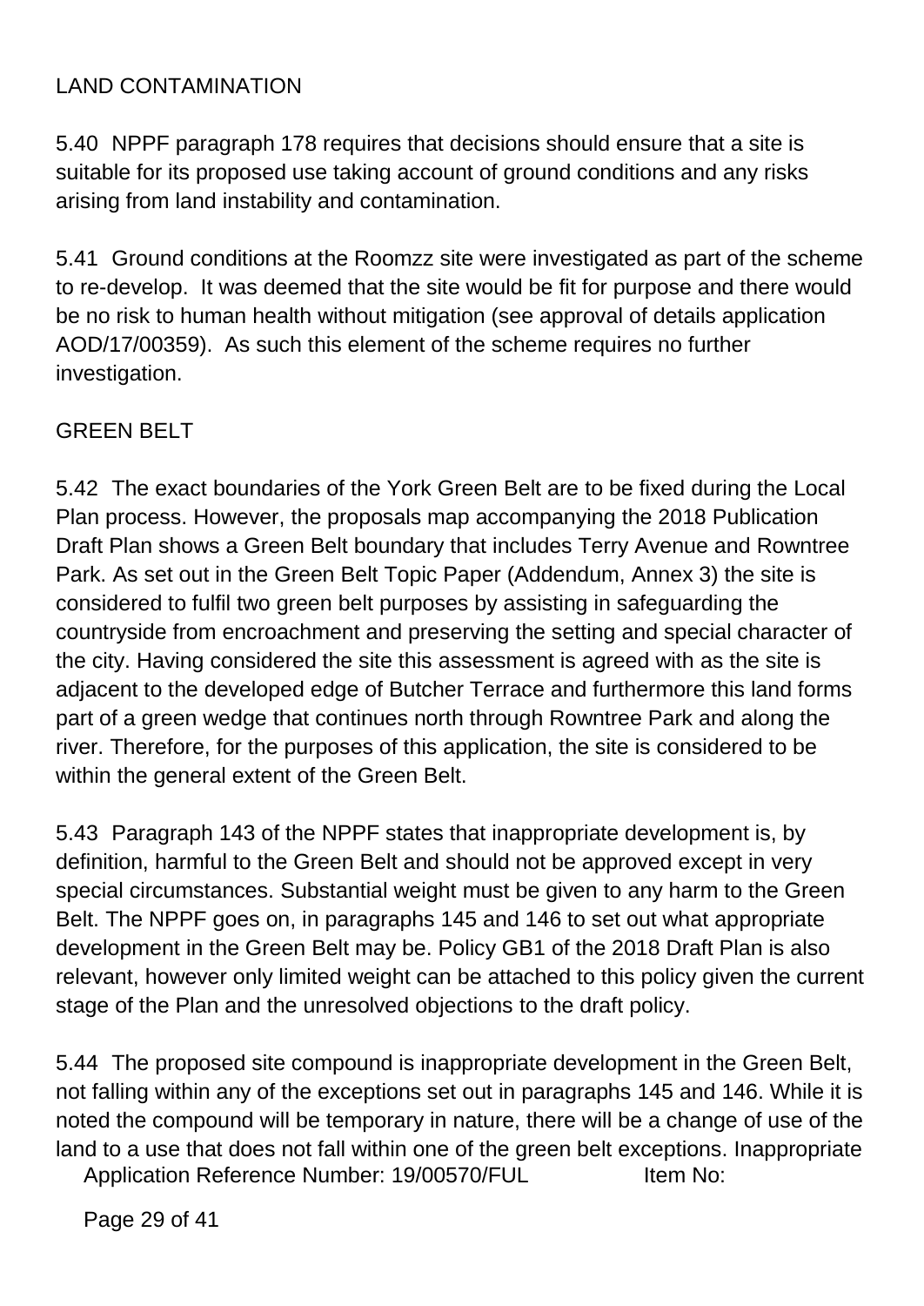## LAND CONTAMINATION

5.40 NPPF paragraph 178 requires that decisions should ensure that a site is suitable for its proposed use taking account of ground conditions and any risks arising from land instability and contamination.

5.41 Ground conditions at the Roomzz site were investigated as part of the scheme to re-develop. It was deemed that the site would be fit for purpose and there would be no risk to human health without mitigation (see approval of details application AOD/17/00359). As such this element of the scheme requires no further investigation.

## GREEN BELT

5.42 The exact boundaries of the York Green Belt are to be fixed during the Local Plan process. However, the proposals map accompanying the 2018 Publication Draft Plan shows a Green Belt boundary that includes Terry Avenue and Rowntree Park. As set out in the Green Belt Topic Paper (Addendum, Annex 3) the site is considered to fulfil two green belt purposes by assisting in safeguarding the countryside from encroachment and preserving the setting and special character of the city. Having considered the site this assessment is agreed with as the site is adjacent to the developed edge of Butcher Terrace and furthermore this land forms part of a green wedge that continues north through Rowntree Park and along the river. Therefore, for the purposes of this application, the site is considered to be within the general extent of the Green Belt.

5.43 Paragraph 143 of the NPPF states that inappropriate development is, by definition, harmful to the Green Belt and should not be approved except in very special circumstances. Substantial weight must be given to any harm to the Green Belt. The NPPF goes on, in paragraphs 145 and 146 to set out what appropriate development in the Green Belt may be. Policy GB1 of the 2018 Draft Plan is also relevant, however only limited weight can be attached to this policy given the current stage of the Plan and the unresolved objections to the draft policy.

5.44 The proposed site compound is inappropriate development in the Green Belt, not falling within any of the exceptions set out in paragraphs 145 and 146. While it is noted the compound will be temporary in nature, there will be a change of use of the land to a use that does not fall within one of the green belt exceptions. Inappropriate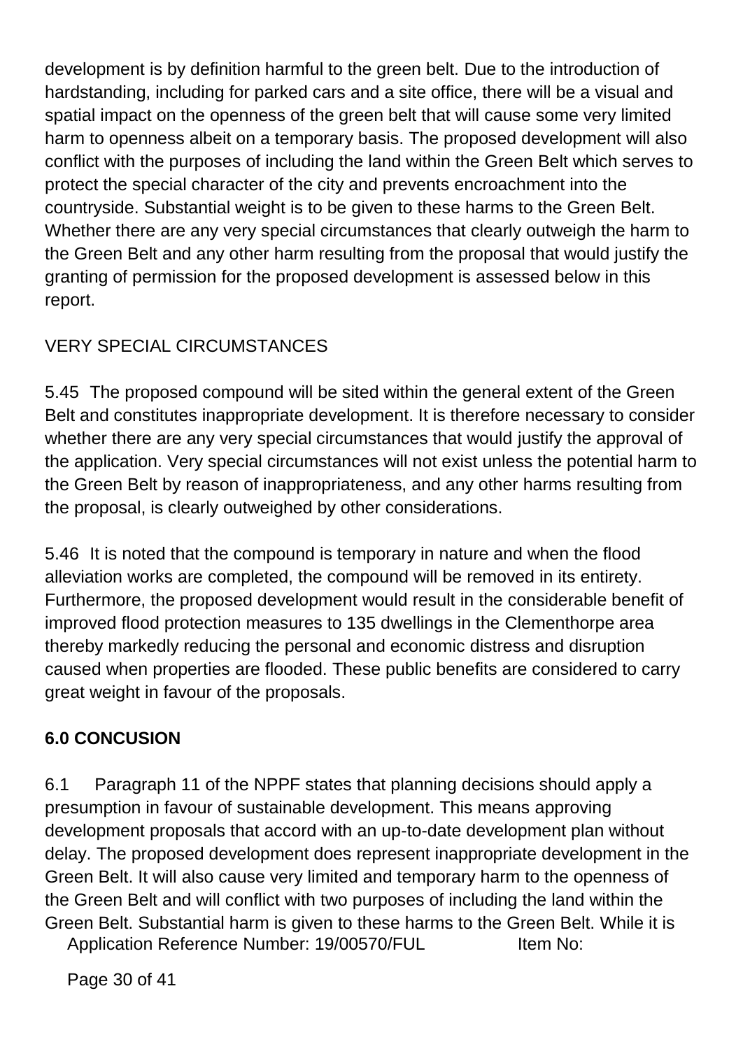development is by definition harmful to the green belt. Due to the introduction of hardstanding, including for parked cars and a site office, there will be a visual and spatial impact on the openness of the green belt that will cause some very limited harm to openness albeit on a temporary basis. The proposed development will also conflict with the purposes of including the land within the Green Belt which serves to protect the special character of the city and prevents encroachment into the countryside. Substantial weight is to be given to these harms to the Green Belt. Whether there are any very special circumstances that clearly outweigh the harm to the Green Belt and any other harm resulting from the proposal that would justify the granting of permission for the proposed development is assessed below in this report.

VERY SPECIAL CIRCUMSTANCES

5.45 The proposed compound will be sited within the general extent of the Green Belt and constitutes inappropriate development. It is therefore necessary to consider whether there are any very special circumstances that would justify the approval of the application. Very special circumstances will not exist unless the potential harm to the Green Belt by reason of inappropriateness, and any other harms resulting from the proposal, is clearly outweighed by other considerations.

5.46 It is noted that the compound is temporary in nature and when the flood alleviation works are completed, the compound will be removed in its entirety. Furthermore, the proposed development would result in the considerable benefit of improved flood protection measures to 135 dwellings in the Clementhorpe area thereby markedly reducing the personal and economic distress and disruption caused when properties are flooded. These public benefits are considered to carry great weight in favour of the proposals.

## 6.0 CONCUSION

6.1 Paragraph 11 of the NPPF states that planning decisions should apply a presumption in favour of sustainable development. This means approving development proposals that accord with an up-to-date development plan without delay. The proposed development does represent inappropriate development in the Green Belt. It will also cause very limited and temporary harm to the openness of the Green Belt and will conflict with two purposes of including the land within the Green Belt. Substantial harm is given to these harms to the Green Belt. While it is

Application Reference Number: 19/00570/FUL Item No: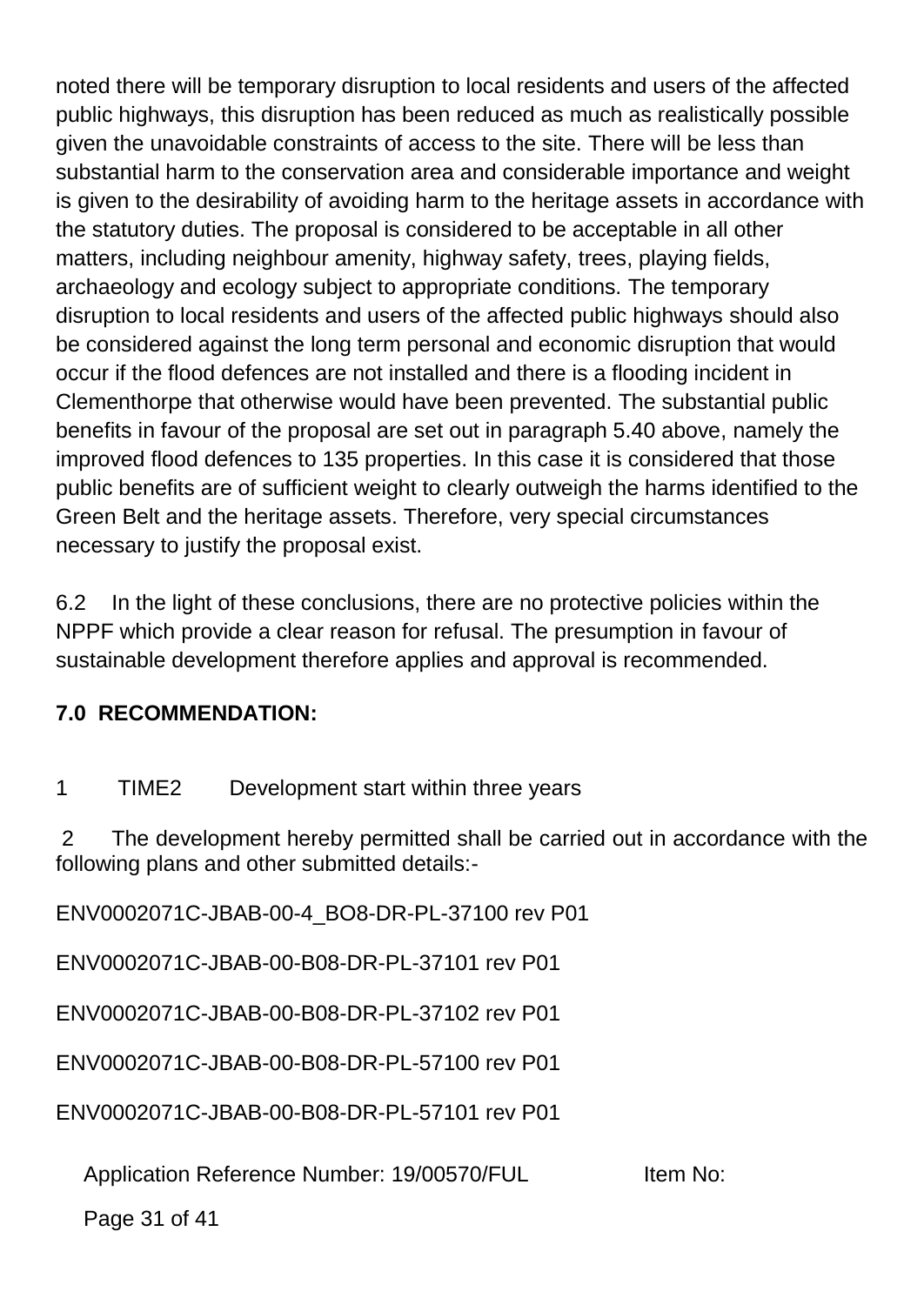noted there will be temporary disruption to local residents and users of the affected public highways, this disruption has been reduced as much as realistically possible given the unavoidable constraints of access to the site. There will be less than substantial harm to the conservation area and considerable importance and weight is given to the desirability of avoiding harm to the heritage assets in accordance with the statutory duties. The proposal is considered to be acceptable in all other matters, including neighbour amenity, highway safety, trees, playing fields, archaeology and ecology subject to appropriate conditions. The temporary disruption to local residents and users of the affected public highways should also be considered against the long term personal and economic disruption that would occur if the flood defences are not installed and there is a flooding incident in Clementhorpe that otherwise would have been prevented. The substantial public benefits in favour of the proposal are set out in paragraph 5.40 above, namely the improved flood defences to 135 properties. In this case it is considered that those public benefits are of sufficient weight to clearly outweigh the harms identified to the Green Belt and the heritage assets. Therefore, very special circumstances necessary to justify the proposal exist.

6.2 In the light of these conclusions, there are no protective policies within the NPPF which provide a clear reason for refusal. The presumption in favour of sustainable development therefore applies and approval is recommended.

**7.0 RECOMMENDATION:**

1 TIME2 Development start within three years

2 The development hereby permitted shall be carried out in accordance with the following plans and other submitted details:-

ENV0002071C-JBAB-00-4_BO8-DR-PL-37100 rev P01

ENV0002071C-JBAB-00-B08-DR-PL-37101 rev P01

ENV0002071C-JBAB-00-B08-DR-PL-37102 rev P01

ENV0002071C-JBAB-00-B08-DR-PL-57100 rev P01

ENV0002071C-JBAB-00-B08-DR-PL-57101 rev P01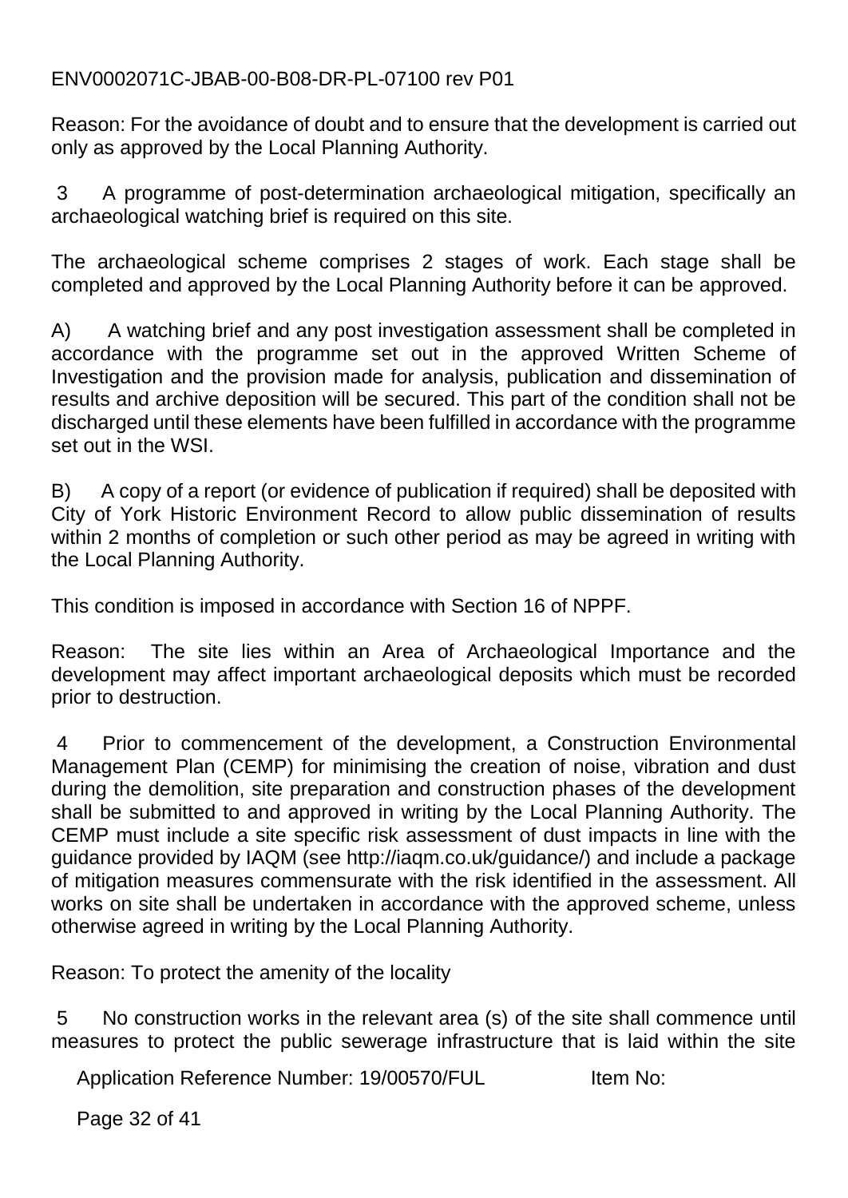ENV0002071C-JBAB-00-B08-DR-PL-07100 rev P01

Reason: For the avoidance of doubt and to ensure that the development is carried out only as approved by the Local Planning Authority.

3 A programme of post-determination archaeological mitigation, specifically an archaeological watching brief is required on this site.

The archaeological scheme comprises 2 stages of work. Each stage shall be completed and approved by the Local Planning Authority before it can be approved.

A) A watching brief and any post investigation assessment shall be completed in accordance with the programme set out in the approved Written Scheme of Investigation and the provision made for analysis, publication and dissemination of results and archive deposition will be secured. This part of the condition shall not be discharged until these elements have been fulfilled in accordance with the programme set out in the WSI.

B) A copy of a report (or evidence of publication if required) shall be deposited with City of York Historic Environment Record to allow public dissemination of results within 2 months of completion or such other period as may be agreed in writing with the Local Planning Authority.

This condition is imposed in accordance with Section 16 of NPPF.

Reason: The site lies within an Area of Archaeological Importance and the development may affect important archaeological deposits which must be recorded prior to destruction.

4 Prior to commencement of the development, a Construction Environmental Management Plan (CEMP) for minimising the creation of noise, vibration and dust during the demolition, site preparation and construction phases of the development shall be submitted to and approved in writing by the Local Planning Authority. The CEMP must include a site specific risk assessment of dust impacts in line with the guidance provided by IAQM (see http://iaqm.co.uk/guidance/) and include a package of mitigation measures commensurate with the risk identified in the assessment. All works on site shall be undertaken in accordance with the approved scheme, unless otherwise agreed in writing by the Local Planning Authority.

Reason: To protect the amenity of the locality

5 No construction works in the relevant area (s) of the site shall commence until measures to protect the public sewerage infrastructure that is laid within the site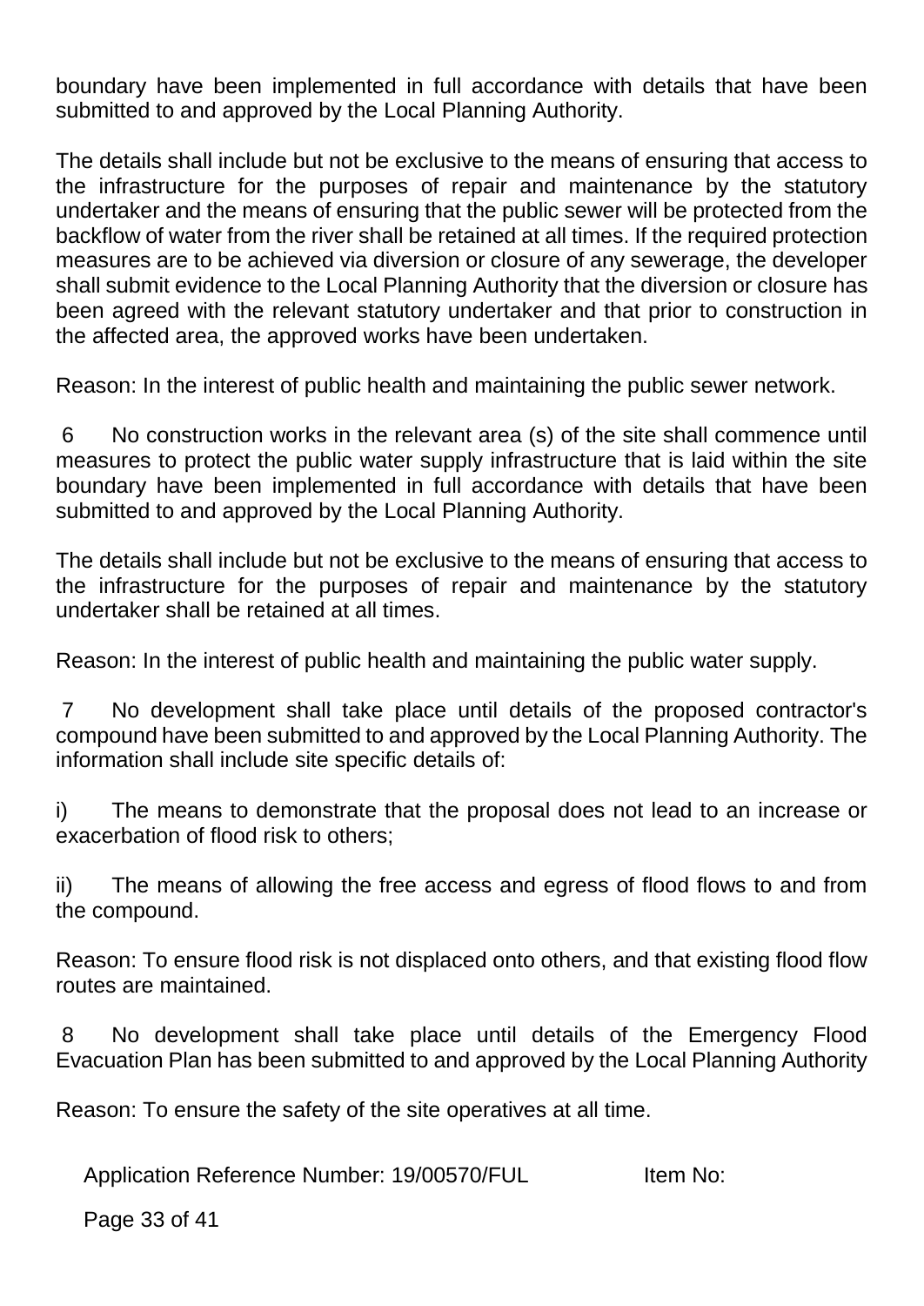boundary have been implemented in full accordance with details that have been submitted to and approved by the Local Planning Authority.

The details shall include but not be exclusive to the means of ensuring that access to the infrastructure for the purposes of repair and maintenance by the statutory undertaker and the means of ensuring that the public sewer will be protected from the backflow of water from the river shall be retained at all times. If the required protection measures are to be achieved via diversion or closure of any sewerage, the developer shall submit evidence to the Local Planning Authority that the diversion or closure has been agreed with the relevant statutory undertaker and that prior to construction in the affected area, the approved works have been undertaken.

Reason: In the interest of public health and maintaining the public sewer network.

6 No construction works in the relevant area (s) of the site shall commence until measures to protect the public water supply infrastructure that is laid within the site boundary have been implemented in full accordance with details that have been submitted to and approved by the Local Planning Authority.

The details shall include but not be exclusive to the means of ensuring that access to the infrastructure for the purposes of repair and maintenance by the statutory undertaker shall be retained at all times.

Reason: In the interest of public health and maintaining the public water supply.

7 No development shall take place until details of the proposed contractor's compound have been submitted to and approved by the Local Planning Authority. The information shall include site specific details of:

i) The means to demonstrate that the proposal does not lead to an increase or exacerbation of flood risk to others;

ii) The means of allowing the free access and egress of flood flows to and from the compound.

Reason: To ensure flood risk is not displaced onto others, and that existing flood flow routes are maintained.

8 No development shall take place until details of the Emergency Flood Evacuation Plan has been submitted to and approved by the Local Planning Authority

Reason: To ensure the safety of the site operatives at all time.

Application Reference Number: 19/00570/FUL Item No: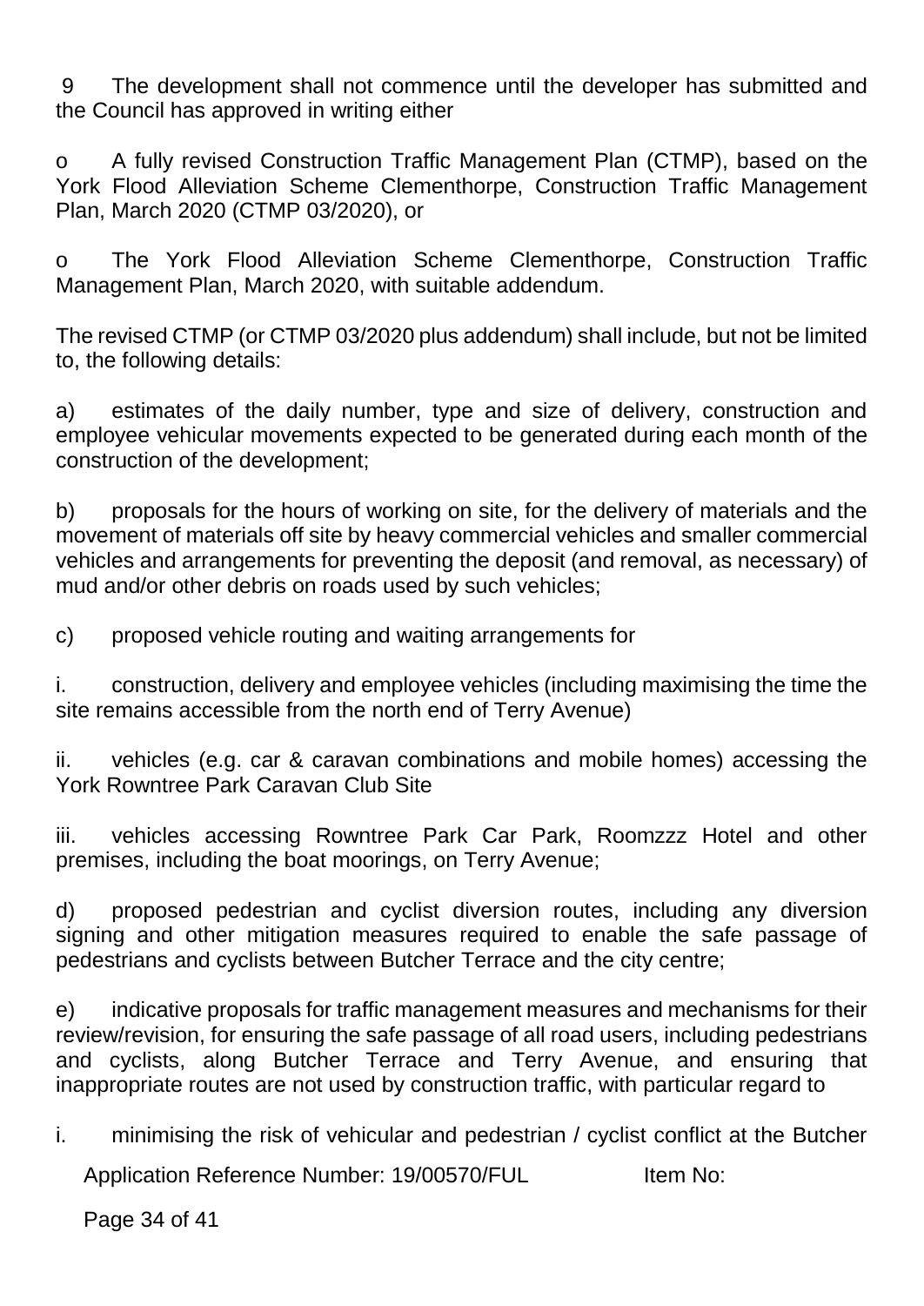9 The development shall not commence until the developer has submitted and the Council has approved in writing either

o A fully revised Construction Traffic Management Plan (CTMP), based on the York Flood Alleviation Scheme Clementhorpe, Construction Traffic Management Plan, March 2020 (CTMP 03/2020), or

o The York Flood Alleviation Scheme Clementhorpe, Construction Traffic Management Plan, March 2020, with suitable addendum.

The revised CTMP (or CTMP 03/2020 plus addendum) shall include, but not be limited to, the following details:

a) estimates of the daily number, type and size of delivery, construction and employee vehicular movements expected to be generated during each month of the construction of the development;

b) proposals for the hours of working on site, for the delivery of materials and the movement of materials off site by heavy commercial vehicles and smaller commercial vehicles and arrangements for preventing the deposit (and removal, as necessary) of mud and/or other debris on roads used by such vehicles;

c) proposed vehicle routing and waiting arrangements for

i. construction, delivery and employee vehicles (including maximising the time the site remains accessible from the north end of Terry Avenue)

ii. vehicles (e.g. car & caravan combinations and mobile homes) accessing the York Rowntree Park Caravan Club Site

iii. vehicles accessing Rowntree Park Car Park, Roomzzz Hotel and other premises, including the boat moorings, on Terry Avenue;

d) proposed pedestrian and cyclist diversion routes, including any diversion signing and other mitigation measures required to enable the safe passage of pedestrians and cyclists between Butcher Terrace and the city centre;

e) indicative proposals for traffic management measures and mechanisms for their review/revision, for ensuring the safe passage of all road users, including pedestrians and cyclists, along Butcher Terrace and Terry Avenue, and ensuring that inappropriate routes are not used by construction traffic, with particular regard to

i. minimising the risk of vehicular and pedestrian / cyclist conflict at the Butcher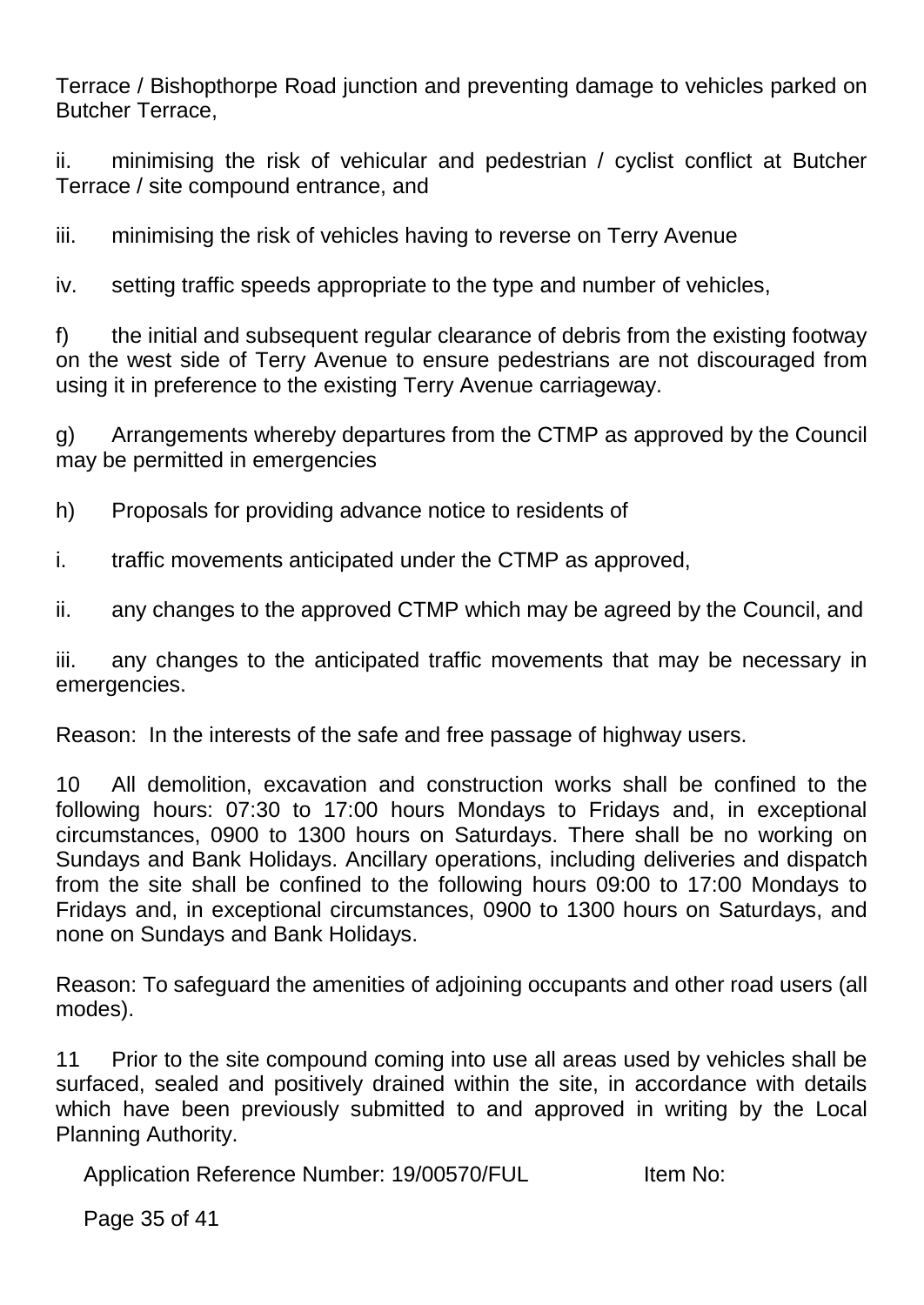Terrace / Bishopthorpe Road junction and preventing damage to vehicles parked on Butcher Terrace,

ii. minimising the risk of vehicular and pedestrian / cyclist conflict at Butcher Terrace / site compound entrance, and

iii. minimising the risk of vehicles having to reverse on Terry Avenue

iv. setting traffic speeds appropriate to the type and number of vehicles,

f) the initial and subsequent regular clearance of debris from the existing footway on the west side of Terry Avenue to ensure pedestrians are not discouraged from using it in preference to the existing Terry Avenue carriageway.

g) Arrangements whereby departures from the CTMP as approved by the Council may be permitted in emergencies

h) Proposals for providing advance notice to residents of

i. traffic movements anticipated under the CTMP as approved,

ii. any changes to the approved CTMP which may be agreed by the Council, and

iii. any changes to the anticipated traffic movements that may be necessary in emergencies.

Reason: In the interests of the safe and free passage of highway users.

10 All demolition, excavation and construction works shall be confined to the following hours: 07:30 to 17:00 hours Mondays to Fridays and, in exceptional circumstances, 0900 to 1300 hours on Saturdays. There shall be no working on Sundays and Bank Holidays. Ancillary operations, including deliveries and dispatch from the site shall be confined to the following hours 09:00 to 17:00 Mondays to Fridays and, in exceptional circumstances, 0900 to 1300 hours on Saturdays, and none on Sundays and Bank Holidays.

Reason: To safeguard the amenities of adjoining occupants and other road users (all modes).

11 Prior to the site compound coming into use all areas used by vehicles shall be surfaced, sealed and positively drained within the site, in accordance with details which have been previously submitted to and approved in writing by the Local Planning Authority.

Application Reference Number: 19/00570/FUL Item No: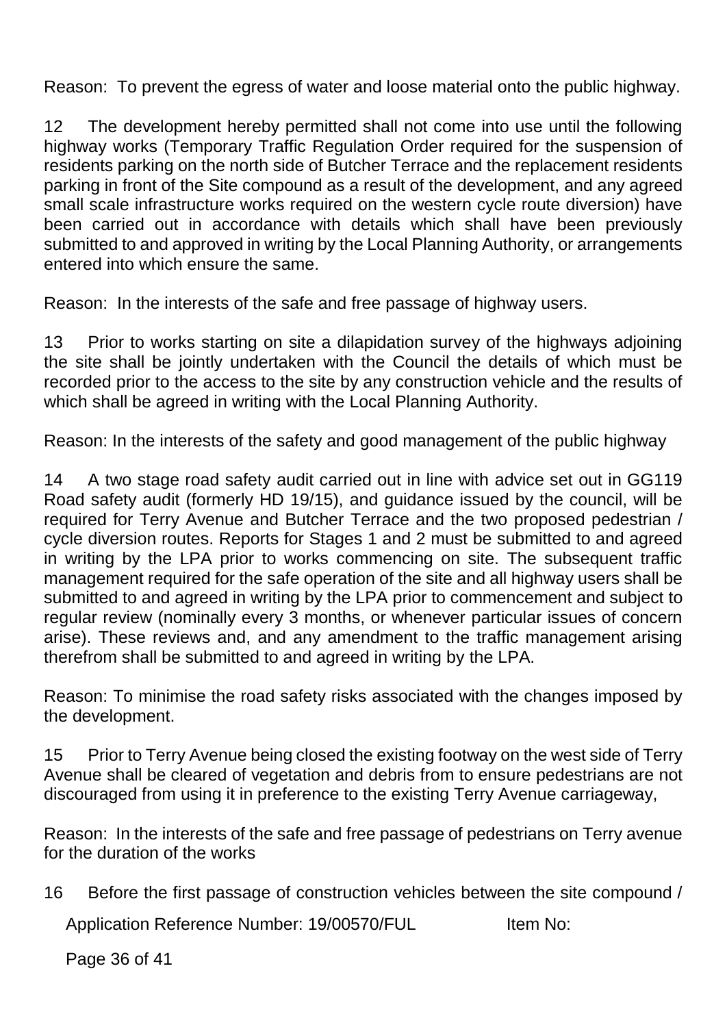Reason: To prevent the egress of water and loose material onto the public highway.

12 The development hereby permitted shall not come into use until the following highway works (Temporary Traffic Regulation Order required for the suspension of residents parking on the north side of Butcher Terrace and the replacement residents parking in front of the Site compound as a result of the development, and any agreed small scale infrastructure works required on the western cycle route diversion) have been carried out in accordance with details which shall have been previously submitted to and approved in writing by the Local Planning Authority, or arrangements entered into which ensure the same.

Reason: In the interests of the safe and free passage of highway users.

13 Prior to works starting on site a dilapidation survey of the highways adjoining the site shall be jointly undertaken with the Council the details of which must be recorded prior to the access to the site by any construction vehicle and the results of which shall be agreed in writing with the Local Planning Authority.

Reason: In the interests of the safety and good management of the public highway

14 A two stage road safety audit carried out in line with advice set out in GG119 Road safety audit (formerly HD 19/15), and guidance issued by the council, will be required for Terry Avenue and Butcher Terrace and the two proposed pedestrian / cycle diversion routes. Reports for Stages 1 and 2 must be submitted to and agreed in writing by the LPA prior to works commencing on site. The subsequent traffic management required for the safe operation of the site and all highway users shall be submitted to and agreed in writing by the LPA prior to commencement and subject to regular review (nominally every 3 months, or whenever particular issues of concern arise). These reviews and, and any amendment to the traffic management arising therefrom shall be submitted to and agreed in writing by the LPA.

Reason: To minimise the road safety risks associated with the changes imposed by the development.

15 Prior to Terry Avenue being closed the existing footway on the west side of Terry Avenue shall be cleared of vegetation and debris from to ensure pedestrians are not discouraged from using it in preference to the existing Terry Avenue carriageway,

Reason: In the interests of the safe and free passage of pedestrians on Terry avenue for the duration of the works

16 Before the first passage of construction vehicles between the site compound /

Application Reference Number: 19/00570/FUL Item No: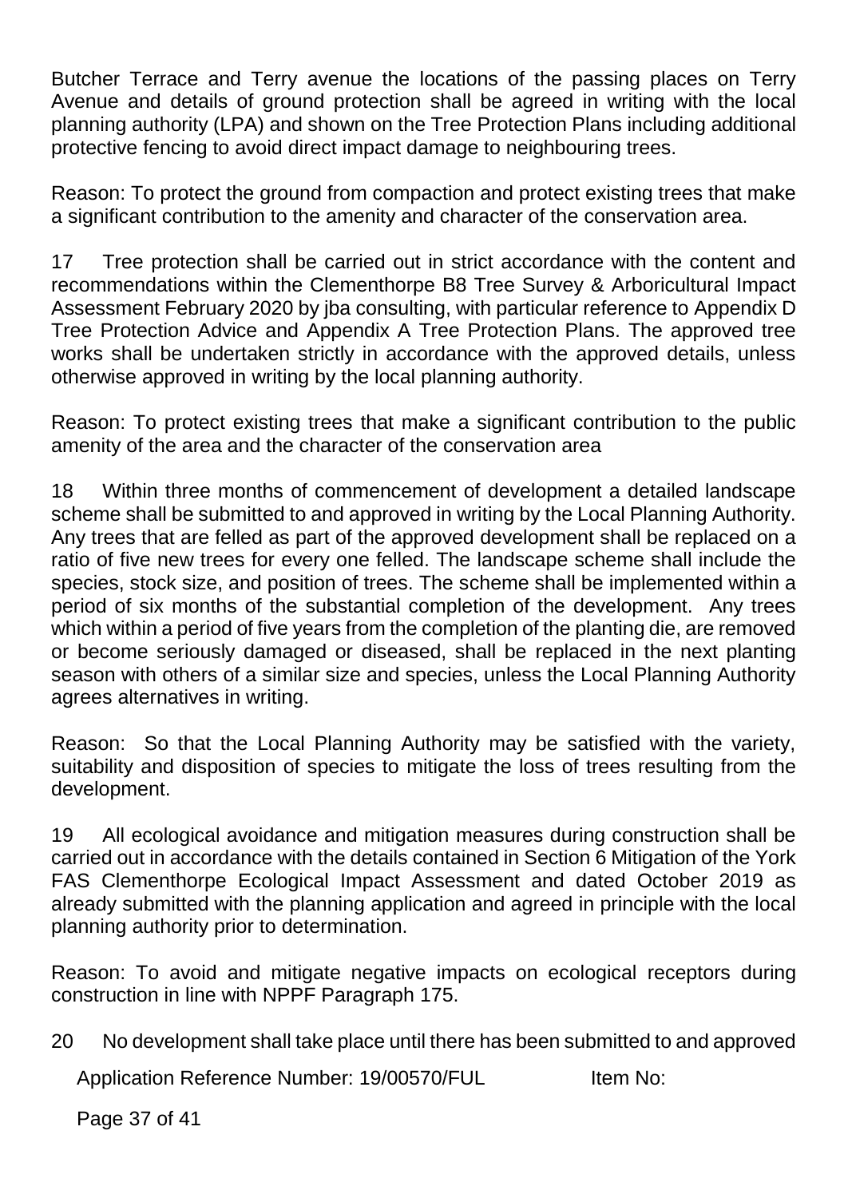Butcher Terrace and Terry avenue the locations of the passing places on Terry Avenue and details of ground protection shall be agreed in writing with the local planning authority (LPA) and shown on the Tree Protection Plans including additional protective fencing to avoid direct impact damage to neighbouring trees.

Reason: To protect the ground from compaction and protect existing trees that make a significant contribution to the amenity and character of the conservation area.

17 Tree protection shall be carried out in strict accordance with the content and recommendations within the Clementhorpe B8 Tree Survey & Arboricultural Impact Assessment February 2020 by jba consulting, with particular reference to Appendix D Tree Protection Advice and Appendix A Tree Protection Plans. The approved tree works shall be undertaken strictly in accordance with the approved details, unless otherwise approved in writing by the local planning authority.

Reason: To protect existing trees that make a significant contribution to the public amenity of the area and the character of the conservation area

18 Within three months of commencement of development a detailed landscape scheme shall be submitted to and approved in writing by the Local Planning Authority. Any trees that are felled as part of the approved development shall be replaced on a ratio of five new trees for every one felled. The landscape scheme shall include the species, stock size, and position of trees. The scheme shall be implemented within a period of six months of the substantial completion of the development. Any trees which within a period of five years from the completion of the planting die, are removed or become seriously damaged or diseased, shall be replaced in the next planting season with others of a similar size and species, unless the Local Planning Authority agrees alternatives in writing.

Reason: So that the Local Planning Authority may be satisfied with the variety, suitability and disposition of species to mitigate the loss of trees resulting from the development.

19 All ecological avoidance and mitigation measures during construction shall be carried out in accordance with the details contained in Section 6 Mitigation of the York FAS Clementhorpe Ecological Impact Assessment and dated October 2019 as already submitted with the planning application and agreed in principle with the local planning authority prior to determination.

Reason: To avoid and mitigate negative impacts on ecological receptors during construction in line with NPPF Paragraph 175.

20 No development shall take place until there has been submitted to and approved

Application Reference Number: 19/00570/FUL Item No: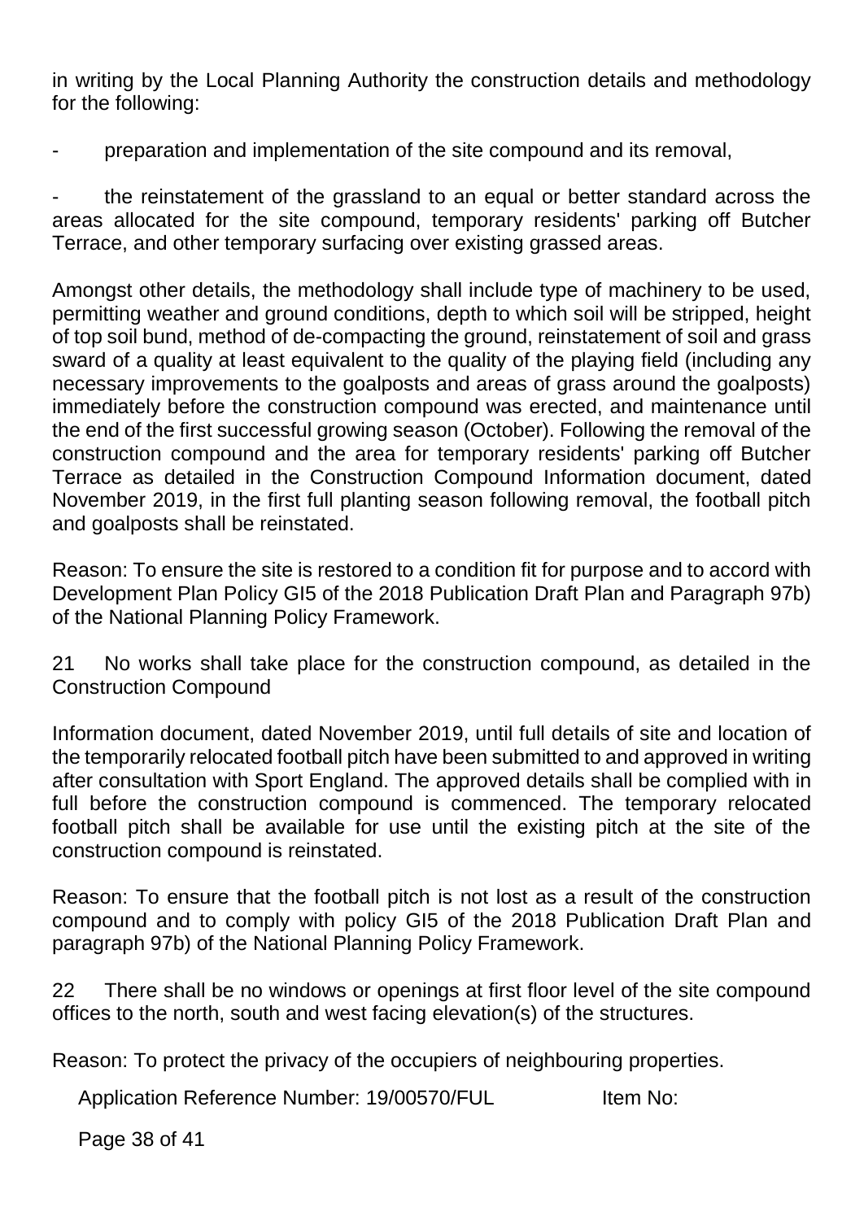in writing by the Local Planning Authority the construction details and methodology for the following:

- preparation and implementation of the site compound and its removal,

- the reinstatement of the grassland to an equal or better standard across the areas allocated for the site compound, temporary residents' parking off Butcher Terrace, and other temporary surfacing over existing grassed areas.

Amongst other details, the methodology shall include type of machinery to be used, permitting weather and ground conditions, depth to which soil will be stripped, height of top soil bund, method of de-compacting the ground, reinstatement of soil and grass sward of a quality at least equivalent to the quality of the playing field (including any necessary improvements to the goalposts and areas of grass around the goalposts) immediately before the construction compound was erected, and maintenance until the end of the first successful growing season (October). Following the removal of the construction compound and the area for temporary residents' parking off Butcher Terrace as detailed in the Construction Compound Information document, dated November 2019, in the first full planting season following removal, the football pitch and goalposts shall be reinstated.

Reason: To ensure the site is restored to a condition fit for purpose and to accord with Development Plan Policy GI5 of the 2018 Publication Draft Plan and Paragraph 97b) of the National Planning Policy Framework.

21 No works shall take place for the construction compound, as detailed in the Construction Compound

Information document, dated November 2019, until full details of site and location of the temporarily relocated football pitch have been submitted to and approved in writing after consultation with Sport England. The approved details shall be complied with in full before the construction compound is commenced. The temporary relocated football pitch shall be available for use until the existing pitch at the site of the construction compound is reinstated.

Reason: To ensure that the football pitch is not lost as a result of the construction compound and to comply with policy GI5 of the 2018 Publication Draft Plan and paragraph 97b) of the National Planning Policy Framework.

22 There shall be no windows or openings at first floor level of the site compound offices to the north, south and west facing elevation(s) of the structures.

Reason: To protect the privacy of the occupiers of neighbouring properties.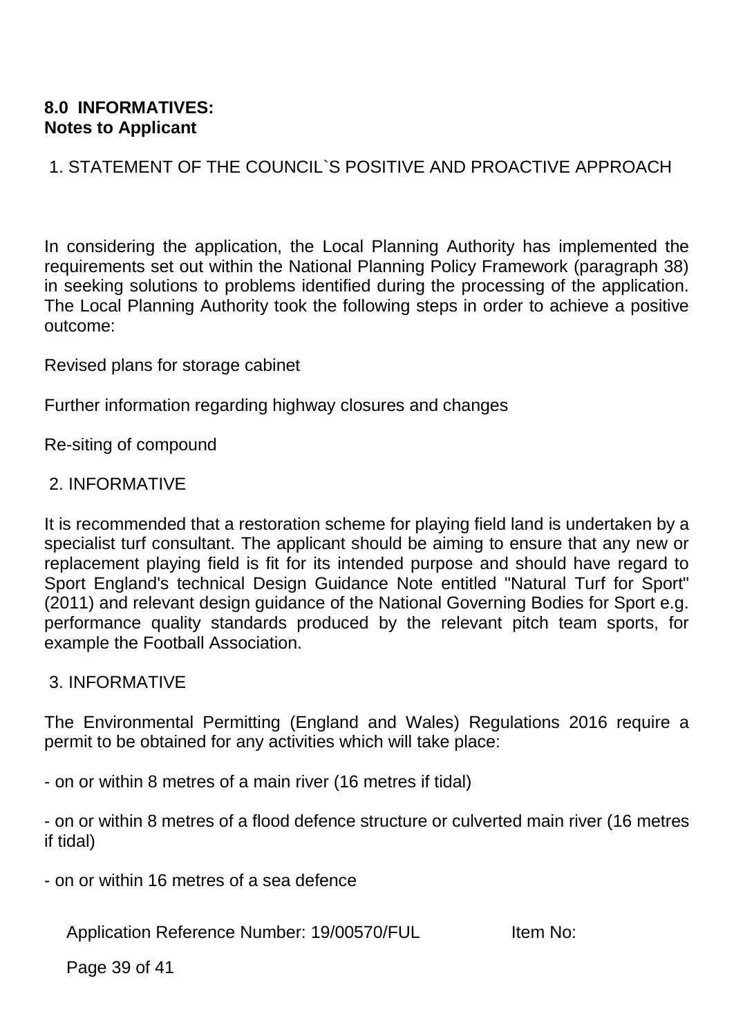**8.0 INFORMATIVES:**
**Notes to Applicant**

1. STATEMENT OF THE COUNCIL`S POSITIVE AND PROACTIVE APPROACH

In considering the application, the Local Planning Authority has implemented the requirements set out within the National Planning Policy Framework (paragraph 38) in seeking solutions to problems identified during the processing of the application. The Local Planning Authority took the following steps in order to achieve a positive outcome:

Revised plans for storage cabinet

Further information regarding highway closures and changes

Re-siting of compound

2. INFORMATIVE

It is recommended that a restoration scheme for playing field land is undertaken by a specialist turf consultant. The applicant should be aiming to ensure that any new or replacement playing field is fit for its intended purpose and should have regard to Sport England's technical Design Guidance Note entitled "Natural Turf for Sport" (2011) and relevant design guidance of the National Governing Bodies for Sport e.g. performance quality standards produced by the relevant pitch team sports, for example the Football Association.

3. INFORMATIVE

The Environmental Permitting (England and Wales) Regulations 2016 require a permit to be obtained for any activities which will take place:

- on or within 8 metres of a main river (16 metres if tidal)

- on or within 8 metres of a flood defence structure or culverted main river (16 metres if tidal)

- on or within 16 metres of a sea defence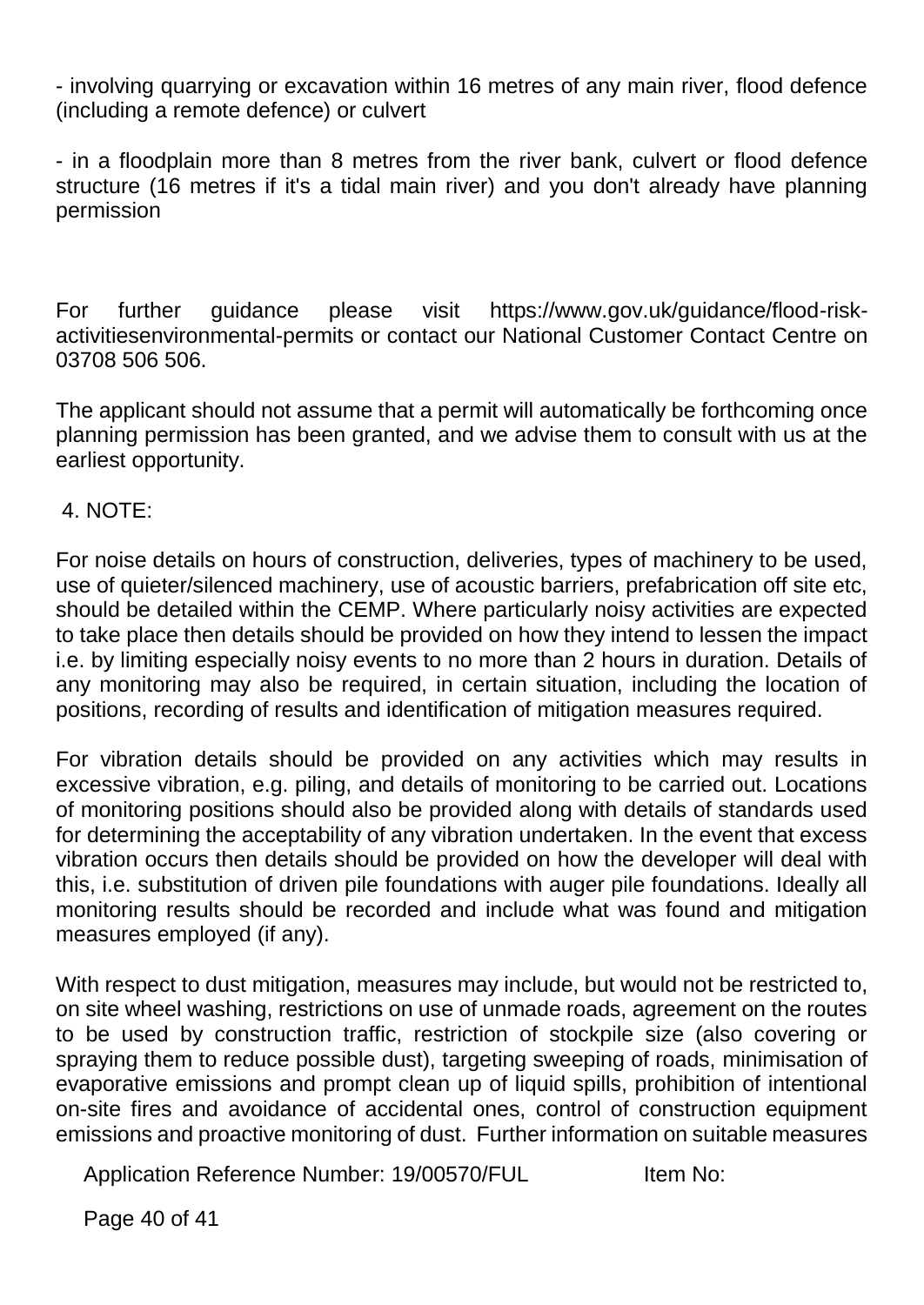- involving quarrying or excavation within 16 metres of any main river, flood defence (including a remote defence) or culvert

- in a floodplain more than 8 metres from the river bank, culvert or flood defence structure (16 metres if it's a tidal main river) and you don't already have planning permission

For further guidance please visit https://www.gov.uk/guidance/flood-risk-activitiesenvironmental-permits or contact our National Customer Contact Centre on 03708 506 506.

The applicant should not assume that a permit will automatically be forthcoming once planning permission has been granted, and we advise them to consult with us at the earliest opportunity.

4. NOTE:

For noise details on hours of construction, deliveries, types of machinery to be used, use of quieter/silenced machinery, use of acoustic barriers, prefabrication off site etc, should be detailed within the CEMP. Where particularly noisy activities are expected to take place then details should be provided on how they intend to lessen the impact i.e. by limiting especially noisy events to no more than 2 hours in duration. Details of any monitoring may also be required, in certain situation, including the location of positions, recording of results and identification of mitigation measures required.

For vibration details should be provided on any activities which may results in excessive vibration, e.g. piling, and details of monitoring to be carried out. Locations of monitoring positions should also be provided along with details of standards used for determining the acceptability of any vibration undertaken. In the event that excess vibration occurs then details should be provided on how the developer will deal with this, i.e. substitution of driven pile foundations with auger pile foundations. Ideally all monitoring results should be recorded and include what was found and mitigation measures employed (if any).

With respect to dust mitigation, measures may include, but would not be restricted to, on site wheel washing, restrictions on use of unmade roads, agreement on the routes to be used by construction traffic, restriction of stockpile size (also covering or spraying them to reduce possible dust), targeting sweeping of roads, minimisation of evaporative emissions and prompt clean up of liquid spills, prohibition of intentional on-site fires and avoidance of accidental ones, control of construction equipment emissions and proactive monitoring of dust. Further information on suitable measures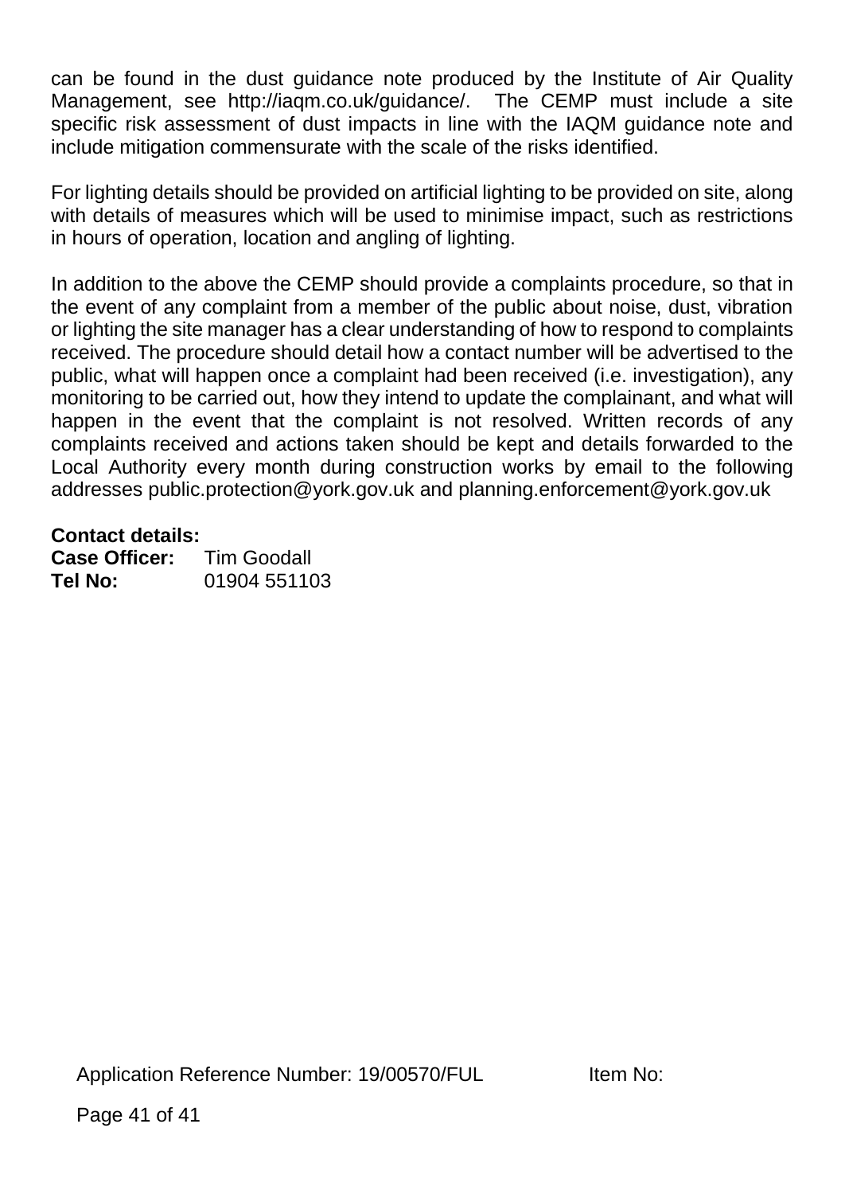can be found in the dust guidance note produced by the Institute of Air Quality Management, see http://iaqm.co.uk/guidance/. The CEMP must include a site specific risk assessment of dust impacts in line with the IAQM guidance note and include mitigation commensurate with the scale of the risks identified.

For lighting details should be provided on artificial lighting to be provided on site, along with details of measures which will be used to minimise impact, such as restrictions in hours of operation, location and angling of lighting.

In addition to the above the CEMP should provide a complaints procedure, so that in the event of any complaint from a member of the public about noise, dust, vibration or lighting the site manager has a clear understanding of how to respond to complaints received. The procedure should detail how a contact number will be advertised to the public, what will happen once a complaint had been received (i.e. investigation), any monitoring to be carried out, how they intend to update the complainant, and what will happen in the event that the complaint is not resolved. Written records of any complaints received and actions taken should be kept and details forwarded to the Local Authority every month during construction works by email to the following addresses public.protection@york.gov.uk and planning.enforcement@york.gov.uk

**Contact details:**
**Case Officer:** Tim Goodall
**Tel No:** 01904 551103

Application Reference Number: 19/00570/FUL Item No: